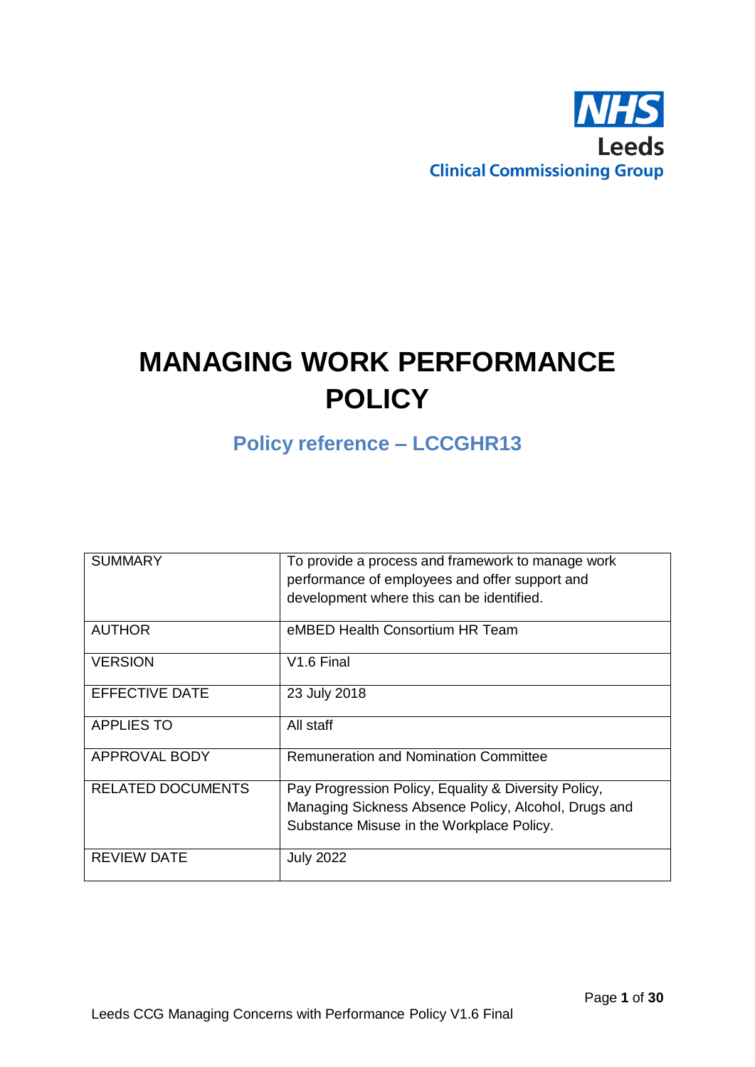NHS
Leeds
Clinical Commissioning Group

# MANAGING WORK PERFORMANCE POLICY

## Policy reference – LCCGHR13

| | |
|---|---|
| SUMMARY | To provide a process and framework to manage work performance of employees and offer support and development where this can be identified. |
| AUTHOR | eMBED Health Consortium HR Team |
| VERSION | V1.6 Final |
| EFFECTIVE DATE | 23 July 2018 |
| APPLIES TO | All staff |
| APPROVAL BODY | Remuneration and Nomination Committee |
| RELATED DOCUMENTS | Pay Progression Policy, Equality & Diversity Policy, Managing Sickness Absence Policy, Alcohol, Drugs and Substance Misuse in the Workplace Policy. |
| REVIEW DATE | July 2022 |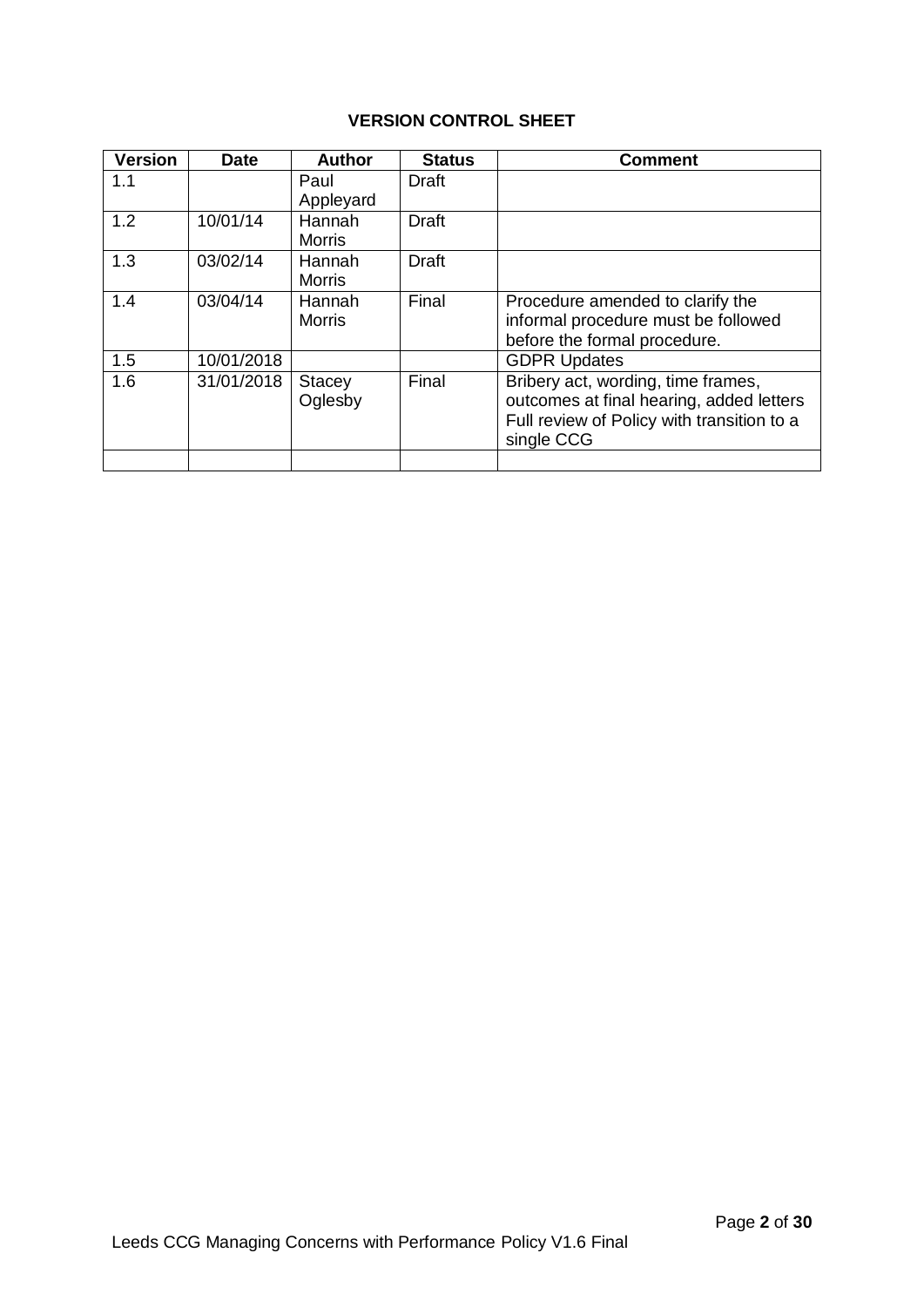**VERSION CONTROL SHEET**

| Version | Date | Author | Status | Comment |
|---|---|---|---|---|
| 1.1 | | Paul Appleyard | Draft | |
| 1.2 | 10/01/14 | Hannah Morris | Draft | |
| 1.3 | 03/02/14 | Hannah Morris | Draft | |
| 1.4 | 03/04/14 | Hannah Morris | Final | Procedure amended to clarify the informal procedure must be followed before the formal procedure. |
| 1.5 | 10/01/2018 | | | GDPR Updates |
| 1.6 | 31/01/2018 | Stacey Oglesby | Final | Bribery act, wording, time frames, outcomes at final hearing, added letters Full review of Policy with transition to a single CCG |
| | | | | |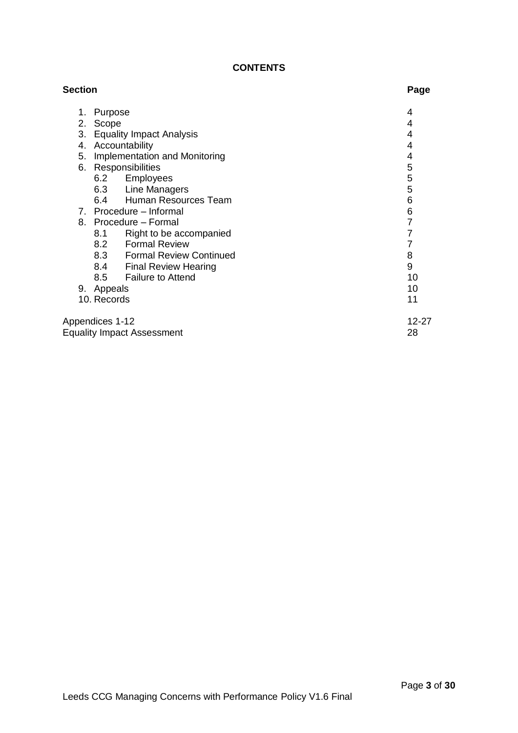## CONTENTS

| Section | Page |
|---|---|
| 1. Purpose | 4 |
| 2. Scope | 4 |
| 3. Equality Impact Analysis | 4 |
| 4. Accountability | 4 |
| 5. Implementation and Monitoring | 4 |
| 6. Responsibilities | 5 |
| 6.2 Employees | 5 |
| 6.3 Line Managers | 5 |
| 6.4 Human Resources Team | 6 |
| 7. Procedure – Informal | 6 |
| 8. Procedure – Formal | 7 |
| 8.1 Right to be accompanied | 7 |
| 8.2 Formal Review | 7 |
| 8.3 Formal Review Continued | 8 |
| 8.4 Final Review Hearing | 9 |
| 8.5 Failure to Attend | 10 |
| 9. Appeals | 10 |
| 10. Records | 11 |
| Appendices 1-12 | 12-27 |
| Equality Impact Assessment | 28 |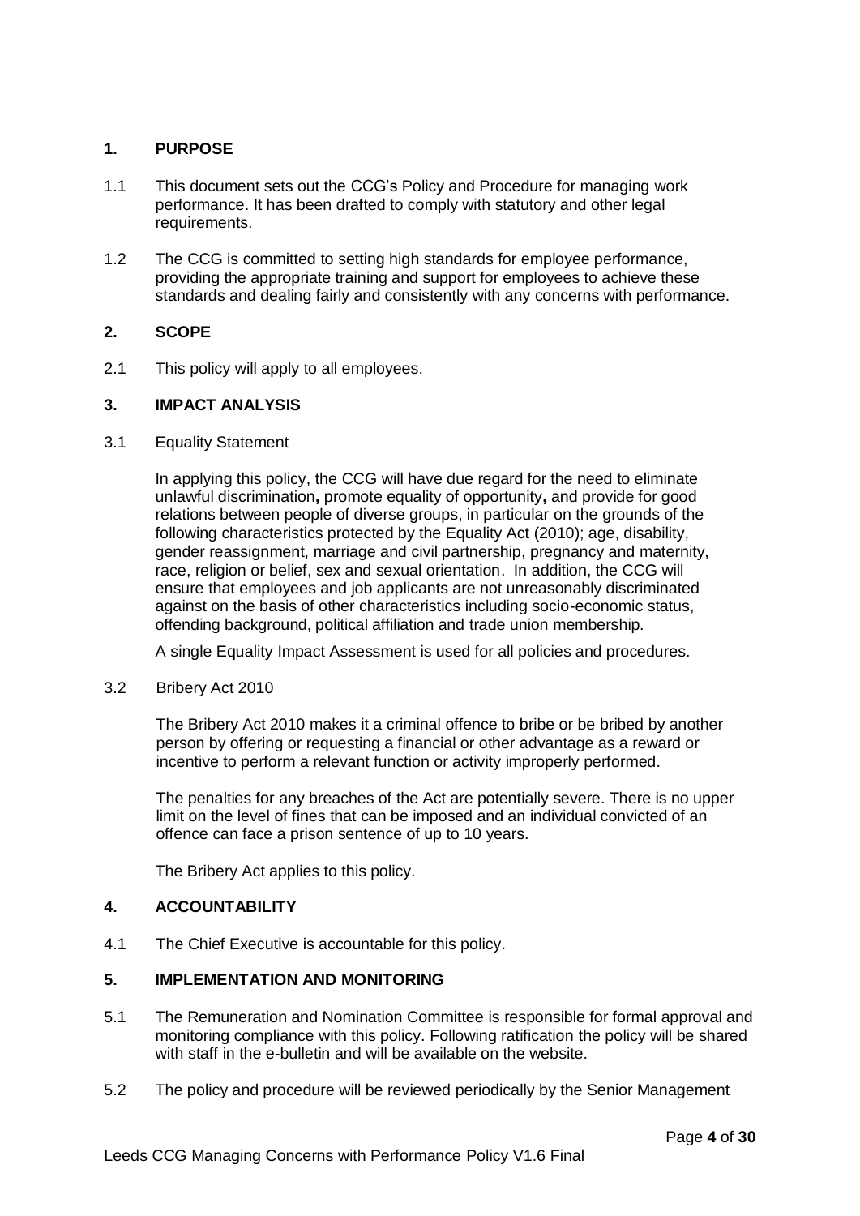## 1. PURPOSE

1.1 This document sets out the CCG's Policy and Procedure for managing work performance. It has been drafted to comply with statutory and other legal requirements.

1.2 The CCG is committed to setting high standards for employee performance, providing the appropriate training and support for employees to achieve these standards and dealing fairly and consistently with any concerns with performance.

## 2. SCOPE

2.1 This policy will apply to all employees.

## 3. IMPACT ANALYSIS

3.1 Equality Statement

In applying this policy, the CCG will have due regard for the need to eliminate unlawful discrimination**,** promote equality of opportunity**,** and provide for good relations between people of diverse groups, in particular on the grounds of the following characteristics protected by the Equality Act (2010); age, disability, gender reassignment, marriage and civil partnership, pregnancy and maternity, race, religion or belief, sex and sexual orientation. In addition, the CCG will ensure that employees and job applicants are not unreasonably discriminated against on the basis of other characteristics including socio-economic status, offending background, political affiliation and trade union membership.

A single Equality Impact Assessment is used for all policies and procedures.

3.2 Bribery Act 2010

The Bribery Act 2010 makes it a criminal offence to bribe or be bribed by another person by offering or requesting a financial or other advantage as a reward or incentive to perform a relevant function or activity improperly performed.

The penalties for any breaches of the Act are potentially severe. There is no upper limit on the level of fines that can be imposed and an individual convicted of an offence can face a prison sentence of up to 10 years.

The Bribery Act applies to this policy.

## 4. ACCOUNTABILITY

4.1 The Chief Executive is accountable for this policy.

## 5. IMPLEMENTATION AND MONITORING

5.1 The Remuneration and Nomination Committee is responsible for formal approval and monitoring compliance with this policy. Following ratification the policy will be shared with staff in the e-bulletin and will be available on the website.

5.2 The policy and procedure will be reviewed periodically by the Senior Management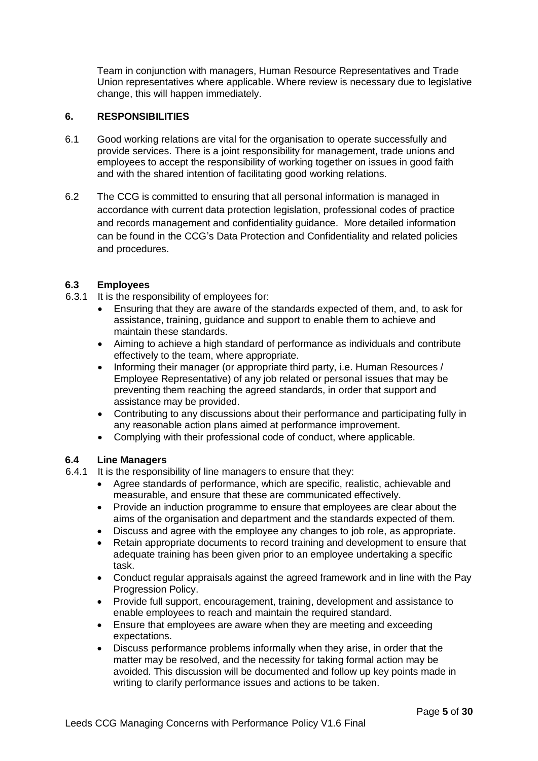Team in conjunction with managers, Human Resource Representatives and Trade Union representatives where applicable. Where review is necessary due to legislative change, this will happen immediately.

## 6. RESPONSIBILITIES

6.1 Good working relations are vital for the organisation to operate successfully and provide services. There is a joint responsibility for management, trade unions and employees to accept the responsibility of working together on issues in good faith and with the shared intention of facilitating good working relations.

6.2 The CCG is committed to ensuring that all personal information is managed in accordance with current data protection legislation, professional codes of practice and records management and confidentiality guidance. More detailed information can be found in the CCG's Data Protection and Confidentiality and related policies and procedures.

### 6.3 Employees

6.3.1 It is the responsibility of employees for:

- Ensuring that they are aware of the standards expected of them, and, to ask for assistance, training, guidance and support to enable them to achieve and maintain these standards.
- Aiming to achieve a high standard of performance as individuals and contribute effectively to the team, where appropriate.
- Informing their manager (or appropriate third party, i.e. Human Resources / Employee Representative) of any job related or personal issues that may be preventing them reaching the agreed standards, in order that support and assistance may be provided.
- Contributing to any discussions about their performance and participating fully in any reasonable action plans aimed at performance improvement.
- Complying with their professional code of conduct, where applicable.

### 6.4 Line Managers

6.4.1 It is the responsibility of line managers to ensure that they:

- Agree standards of performance, which are specific, realistic, achievable and measurable, and ensure that these are communicated effectively.
- Provide an induction programme to ensure that employees are clear about the aims of the organisation and department and the standards expected of them.
- Discuss and agree with the employee any changes to job role, as appropriate.
- Retain appropriate documents to record training and development to ensure that adequate training has been given prior to an employee undertaking a specific task.
- Conduct regular appraisals against the agreed framework and in line with the Pay Progression Policy.
- Provide full support, encouragement, training, development and assistance to enable employees to reach and maintain the required standard.
- Ensure that employees are aware when they are meeting and exceeding expectations.
- Discuss performance problems informally when they arise, in order that the matter may be resolved, and the necessity for taking formal action may be avoided. This discussion will be documented and follow up key points made in writing to clarify performance issues and actions to be taken.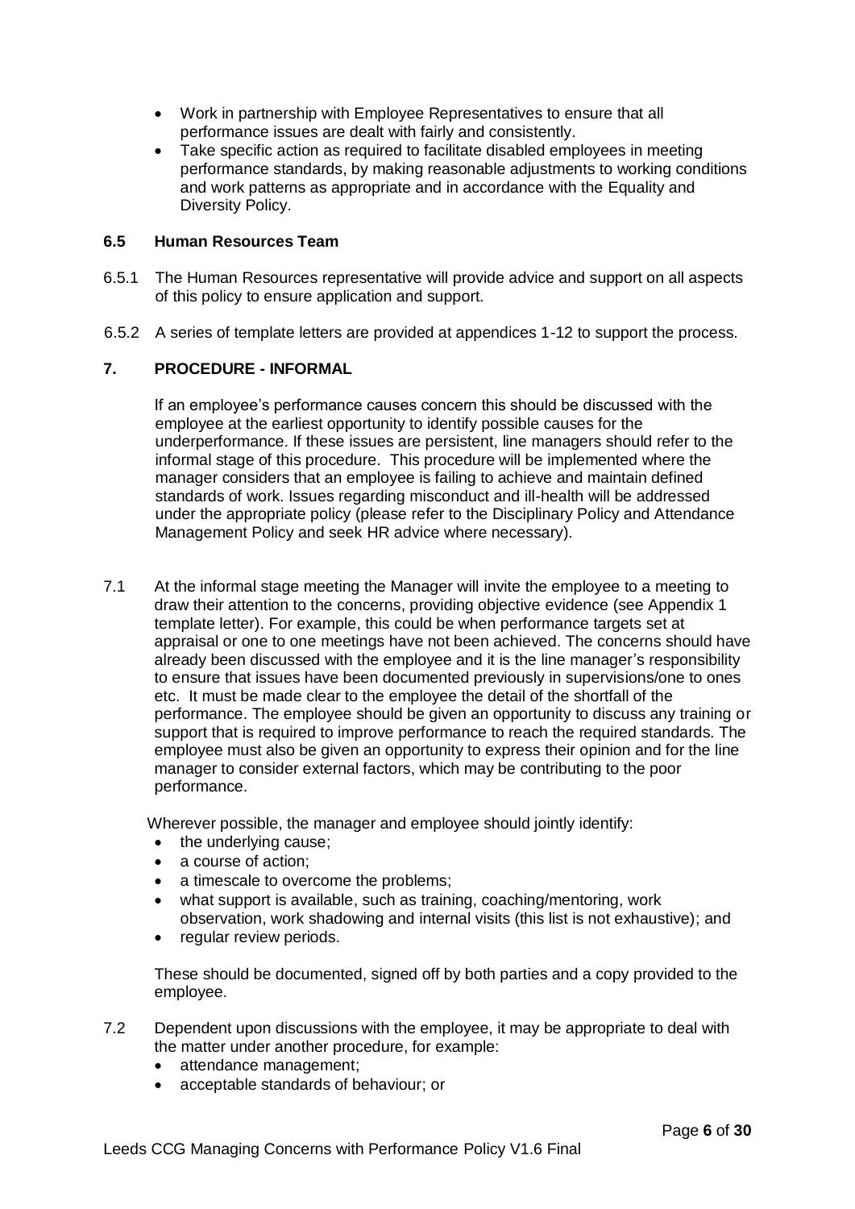- Work in partnership with Employee Representatives to ensure that all performance issues are dealt with fairly and consistently.
- Take specific action as required to facilitate disabled employees in meeting performance standards, by making reasonable adjustments to working conditions and work patterns as appropriate and in accordance with the Equality and Diversity Policy.

### 6.5 Human Resources Team

6.5.1 The Human Resources representative will provide advice and support on all aspects of this policy to ensure application and support.

6.5.2 A series of template letters are provided at appendices 1-12 to support the process.

## 7. PROCEDURE - INFORMAL

If an employee's performance causes concern this should be discussed with the employee at the earliest opportunity to identify possible causes for the underperformance. If these issues are persistent, line managers should refer to the informal stage of this procedure. This procedure will be implemented where the manager considers that an employee is failing to achieve and maintain defined standards of work. Issues regarding misconduct and ill-health will be addressed under the appropriate policy (please refer to the Disciplinary Policy and Attendance Management Policy and seek HR advice where necessary).

7.1 At the informal stage meeting the Manager will invite the employee to a meeting to draw their attention to the concerns, providing objective evidence (see Appendix 1 template letter). For example, this could be when performance targets set at appraisal or one to one meetings have not been achieved. The concerns should have already been discussed with the employee and it is the line manager's responsibility to ensure that issues have been documented previously in supervisions/one to ones etc. It must be made clear to the employee the detail of the shortfall of the performance. The employee should be given an opportunity to discuss any training or support that is required to improve performance to reach the required standards. The employee must also be given an opportunity to express their opinion and for the line manager to consider external factors, which may be contributing to the poor performance.

Wherever possible, the manager and employee should jointly identify:

- the underlying cause;
- a course of action;
- a timescale to overcome the problems;
- what support is available, such as training, coaching/mentoring, work observation, work shadowing and internal visits (this list is not exhaustive); and
- regular review periods.

These should be documented, signed off by both parties and a copy provided to the employee.

7.2 Dependent upon discussions with the employee, it may be appropriate to deal with the matter under another procedure, for example:

- attendance management;
- acceptable standards of behaviour; or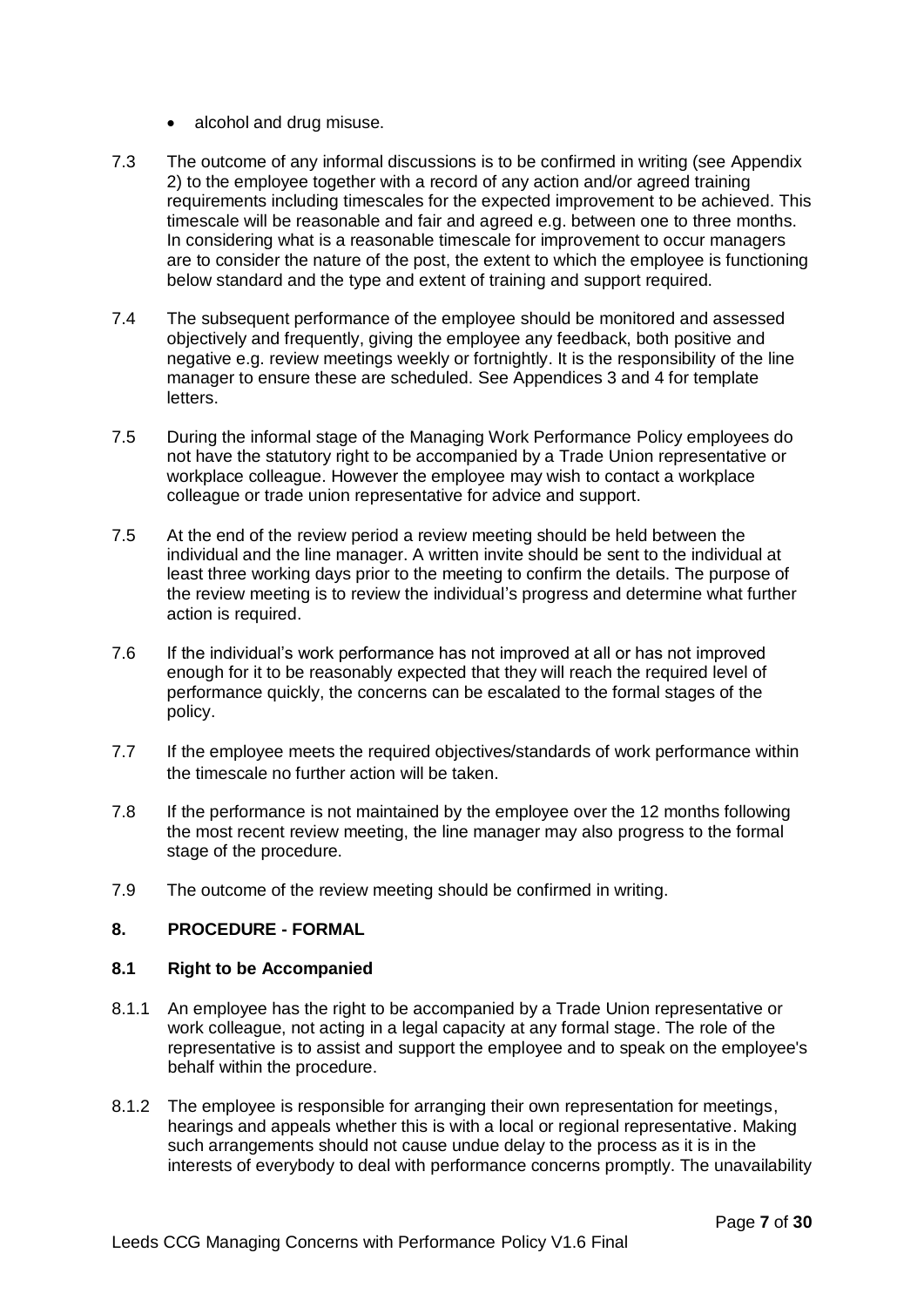- alcohol and drug misuse.

7.3 The outcome of any informal discussions is to be confirmed in writing (see Appendix 2) to the employee together with a record of any action and/or agreed training requirements including timescales for the expected improvement to be achieved. This timescale will be reasonable and fair and agreed e.g. between one to three months. In considering what is a reasonable timescale for improvement to occur managers are to consider the nature of the post, the extent to which the employee is functioning below standard and the type and extent of training and support required.

7.4 The subsequent performance of the employee should be monitored and assessed objectively and frequently, giving the employee any feedback, both positive and negative e.g. review meetings weekly or fortnightly. It is the responsibility of the line manager to ensure these are scheduled. See Appendices 3 and 4 for template letters.

7.5 During the informal stage of the Managing Work Performance Policy employees do not have the statutory right to be accompanied by a Trade Union representative or workplace colleague. However the employee may wish to contact a workplace colleague or trade union representative for advice and support.

7.5 At the end of the review period a review meeting should be held between the individual and the line manager. A written invite should be sent to the individual at least three working days prior to the meeting to confirm the details. The purpose of the review meeting is to review the individual's progress and determine what further action is required.

7.6 If the individual's work performance has not improved at all or has not improved enough for it to be reasonably expected that they will reach the required level of performance quickly, the concerns can be escalated to the formal stages of the policy.

7.7 If the employee meets the required objectives/standards of work performance within the timescale no further action will be taken.

7.8 If the performance is not maintained by the employee over the 12 months following the most recent review meeting, the line manager may also progress to the formal stage of the procedure.

7.9 The outcome of the review meeting should be confirmed in writing.

## 8. PROCEDURE - FORMAL

### 8.1 Right to be Accompanied

8.1.1 An employee has the right to be accompanied by a Trade Union representative or work colleague, not acting in a legal capacity at any formal stage. The role of the representative is to assist and support the employee and to speak on the employee's behalf within the procedure.

8.1.2 The employee is responsible for arranging their own representation for meetings, hearings and appeals whether this is with a local or regional representative. Making such arrangements should not cause undue delay to the process as it is in the interests of everybody to deal with performance concerns promptly. The unavailability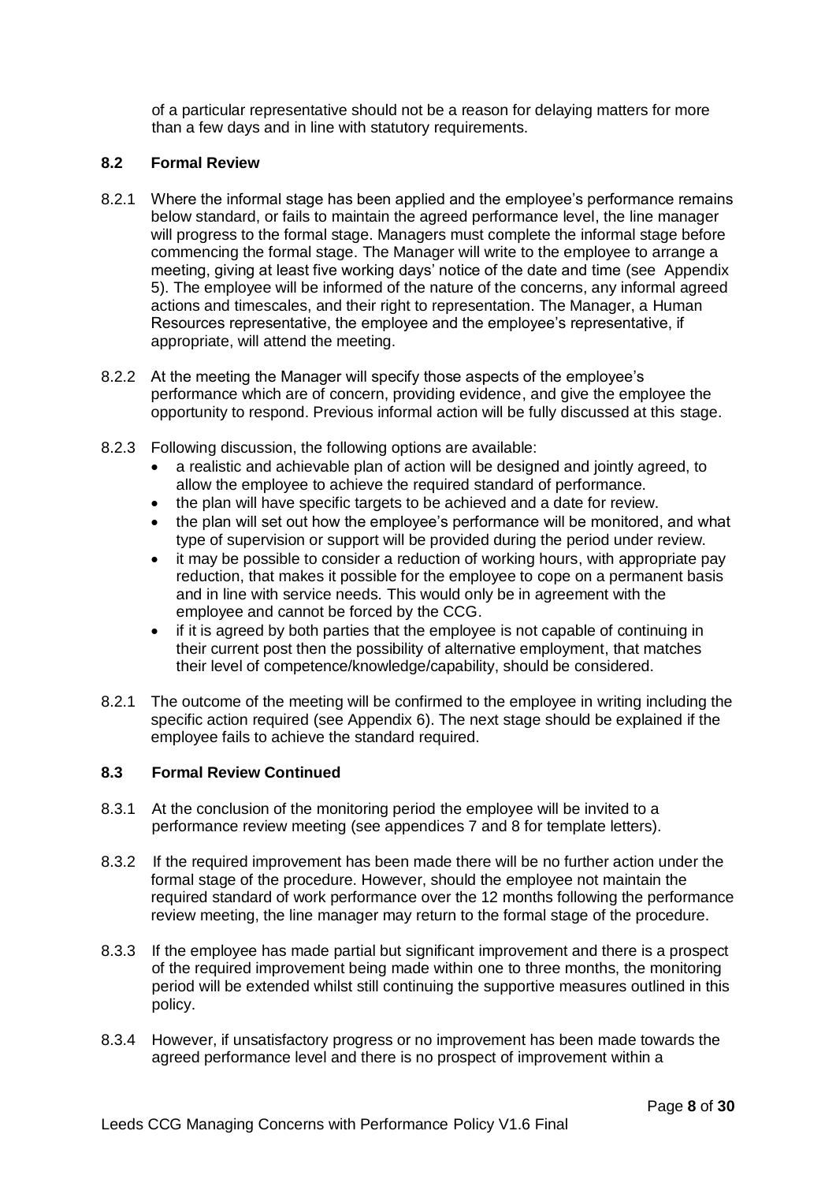of a particular representative should not be a reason for delaying matters for more than a few days and in line with statutory requirements.

### 8.2 Formal Review

8.2.1 Where the informal stage has been applied and the employee's performance remains below standard, or fails to maintain the agreed performance level, the line manager will progress to the formal stage. Managers must complete the informal stage before commencing the formal stage. The Manager will write to the employee to arrange a meeting, giving at least five working days' notice of the date and time (see Appendix 5). The employee will be informed of the nature of the concerns, any informal agreed actions and timescales, and their right to representation. The Manager, a Human Resources representative, the employee and the employee's representative, if appropriate, will attend the meeting.

8.2.2 At the meeting the Manager will specify those aspects of the employee's performance which are of concern, providing evidence, and give the employee the opportunity to respond. Previous informal action will be fully discussed at this stage.

8.2.3 Following discussion, the following options are available:

- a realistic and achievable plan of action will be designed and jointly agreed, to allow the employee to achieve the required standard of performance.
- the plan will have specific targets to be achieved and a date for review.
- the plan will set out how the employee's performance will be monitored, and what type of supervision or support will be provided during the period under review.
- it may be possible to consider a reduction of working hours, with appropriate pay reduction, that makes it possible for the employee to cope on a permanent basis and in line with service needs. This would only be in agreement with the employee and cannot be forced by the CCG.
- if it is agreed by both parties that the employee is not capable of continuing in their current post then the possibility of alternative employment, that matches their level of competence/knowledge/capability, should be considered.

8.2.1 The outcome of the meeting will be confirmed to the employee in writing including the specific action required (see Appendix 6). The next stage should be explained if the employee fails to achieve the standard required.

### 8.3 Formal Review Continued

8.3.1 At the conclusion of the monitoring period the employee will be invited to a performance review meeting (see appendices 7 and 8 for template letters).

8.3.2 If the required improvement has been made there will be no further action under the formal stage of the procedure. However, should the employee not maintain the required standard of work performance over the 12 months following the performance review meeting, the line manager may return to the formal stage of the procedure.

8.3.3 If the employee has made partial but significant improvement and there is a prospect of the required improvement being made within one to three months, the monitoring period will be extended whilst still continuing the supportive measures outlined in this policy.

8.3.4 However, if unsatisfactory progress or no improvement has been made towards the agreed performance level and there is no prospect of improvement within a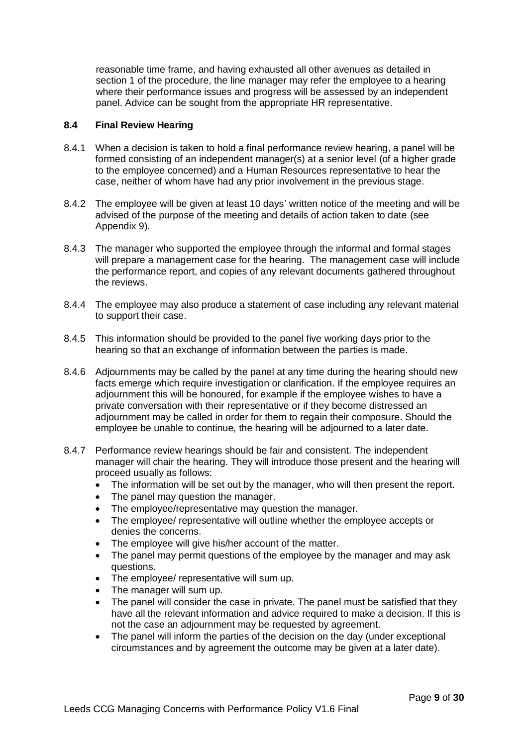reasonable time frame, and having exhausted all other avenues as detailed in section 1 of the procedure, the line manager may refer the employee to a hearing where their performance issues and progress will be assessed by an independent panel. Advice can be sought from the appropriate HR representative.

### 8.4 Final Review Hearing

8.4.1 When a decision is taken to hold a final performance review hearing, a panel will be formed consisting of an independent manager(s) at a senior level (of a higher grade to the employee concerned) and a Human Resources representative to hear the case, neither of whom have had any prior involvement in the previous stage.

8.4.2 The employee will be given at least 10 days' written notice of the meeting and will be advised of the purpose of the meeting and details of action taken to date (see Appendix 9).

8.4.3 The manager who supported the employee through the informal and formal stages will prepare a management case for the hearing. The management case will include the performance report, and copies of any relevant documents gathered throughout the reviews.

8.4.4 The employee may also produce a statement of case including any relevant material to support their case.

8.4.5 This information should be provided to the panel five working days prior to the hearing so that an exchange of information between the parties is made.

8.4.6 Adjournments may be called by the panel at any time during the hearing should new facts emerge which require investigation or clarification. If the employee requires an adjournment this will be honoured, for example if the employee wishes to have a private conversation with their representative or if they become distressed an adjournment may be called in order for them to regain their composure. Should the employee be unable to continue, the hearing will be adjourned to a later date.

8.4.7 Performance review hearings should be fair and consistent. The independent manager will chair the hearing. They will introduce those present and the hearing will proceed usually as follows:

- The information will be set out by the manager, who will then present the report.
- The panel may question the manager.
- The employee/representative may question the manager.
- The employee/ representative will outline whether the employee accepts or denies the concerns.
- The employee will give his/her account of the matter.
- The panel may permit questions of the employee by the manager and may ask questions.
- The employee/ representative will sum up.
- The manager will sum up.
- The panel will consider the case in private. The panel must be satisfied that they have all the relevant information and advice required to make a decision. If this is not the case an adjournment may be requested by agreement.
- The panel will inform the parties of the decision on the day (under exceptional circumstances and by agreement the outcome may be given at a later date).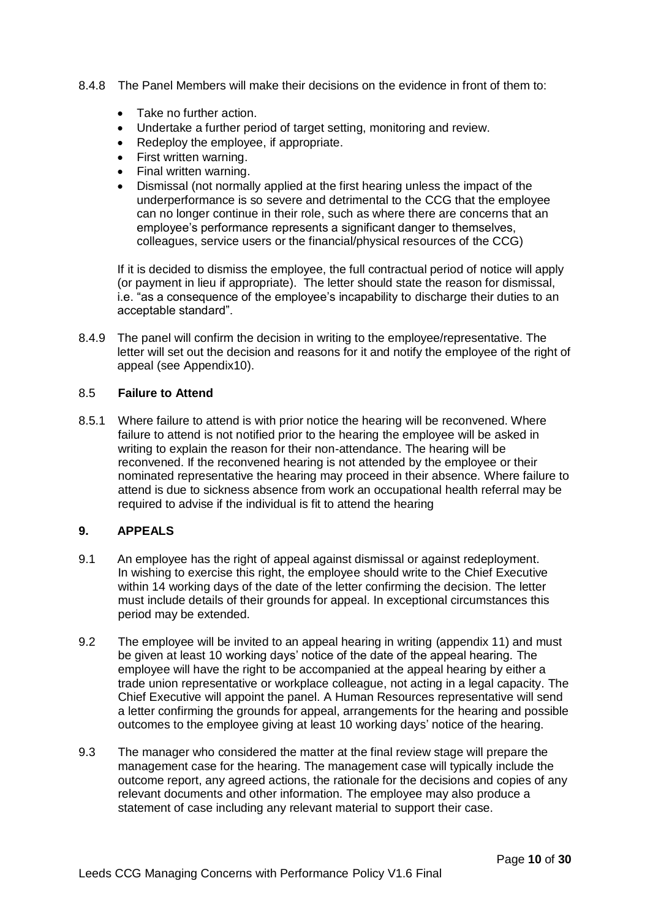8.4.8 The Panel Members will make their decisions on the evidence in front of them to:

- Take no further action.
- Undertake a further period of target setting, monitoring and review.
- Redeploy the employee, if appropriate.
- First written warning.
- Final written warning.
- Dismissal (not normally applied at the first hearing unless the impact of the underperformance is so severe and detrimental to the CCG that the employee can no longer continue in their role, such as where there are concerns that an employee's performance represents a significant danger to themselves, colleagues, service users or the financial/physical resources of the CCG)

If it is decided to dismiss the employee, the full contractual period of notice will apply (or payment in lieu if appropriate). The letter should state the reason for dismissal, i.e. "as a consequence of the employee's incapability to discharge their duties to an acceptable standard".

8.4.9 The panel will confirm the decision in writing to the employee/representative. The letter will set out the decision and reasons for it and notify the employee of the right of appeal (see Appendix10).

### 8.5 Failure to Attend

8.5.1 Where failure to attend is with prior notice the hearing will be reconvened. Where failure to attend is not notified prior to the hearing the employee will be asked in writing to explain the reason for their non-attendance. The hearing will be reconvened. If the reconvened hearing is not attended by the employee or their nominated representative the hearing may proceed in their absence. Where failure to attend is due to sickness absence from work an occupational health referral may be required to advise if the individual is fit to attend the hearing

## 9. APPEALS

9.1 An employee has the right of appeal against dismissal or against redeployment. In wishing to exercise this right, the employee should write to the Chief Executive within 14 working days of the date of the letter confirming the decision. The letter must include details of their grounds for appeal. In exceptional circumstances this period may be extended.

9.2 The employee will be invited to an appeal hearing in writing (appendix 11) and must be given at least 10 working days' notice of the date of the appeal hearing. The employee will have the right to be accompanied at the appeal hearing by either a trade union representative or workplace colleague, not acting in a legal capacity. The Chief Executive will appoint the panel. A Human Resources representative will send a letter confirming the grounds for appeal, arrangements for the hearing and possible outcomes to the employee giving at least 10 working days' notice of the hearing.

9.3 The manager who considered the matter at the final review stage will prepare the management case for the hearing. The management case will typically include the outcome report, any agreed actions, the rationale for the decisions and copies of any relevant documents and other information. The employee may also produce a statement of case including any relevant material to support their case.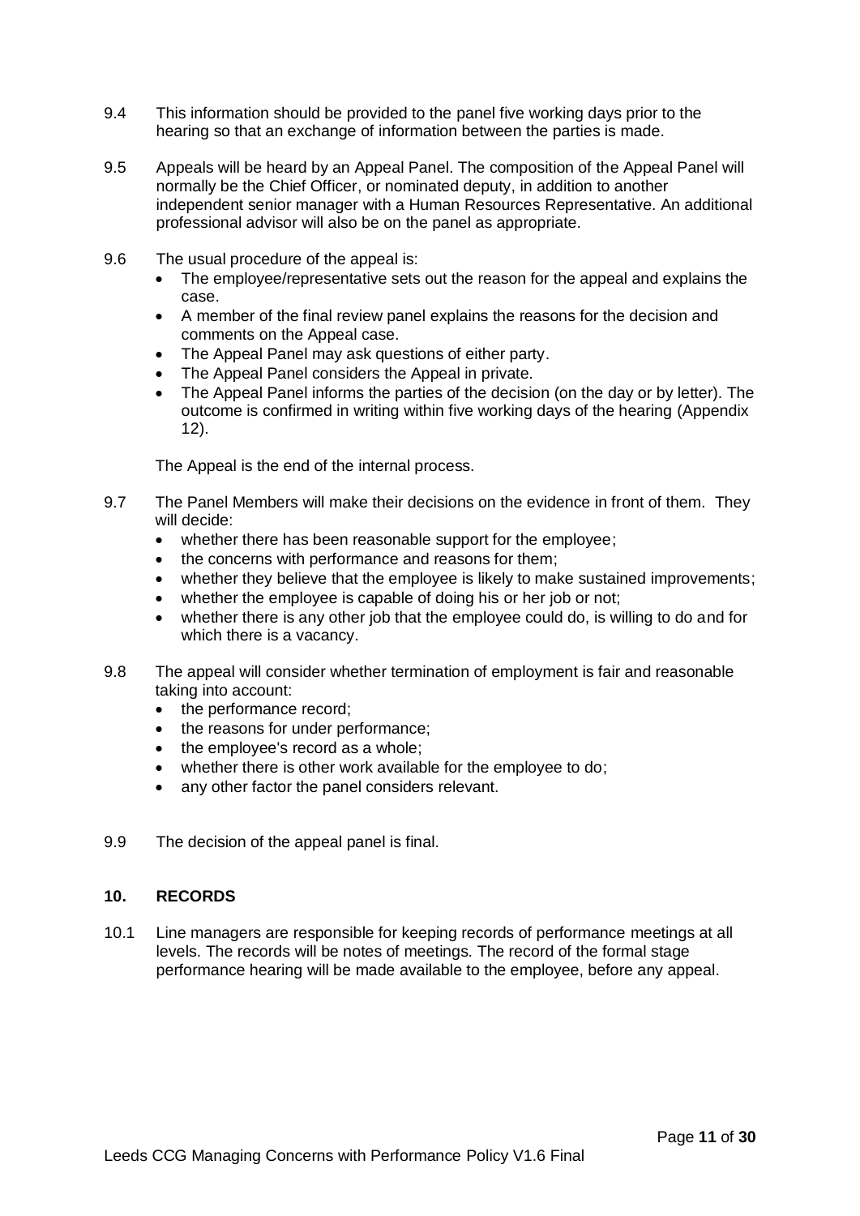9.4 This information should be provided to the panel five working days prior to the hearing so that an exchange of information between the parties is made.

9.5 Appeals will be heard by an Appeal Panel. The composition of the Appeal Panel will normally be the Chief Officer, or nominated deputy, in addition to another independent senior manager with a Human Resources Representative. An additional professional advisor will also be on the panel as appropriate.

9.6 The usual procedure of the appeal is:

- The employee/representative sets out the reason for the appeal and explains the case.
- A member of the final review panel explains the reasons for the decision and comments on the Appeal case.
- The Appeal Panel may ask questions of either party.
- The Appeal Panel considers the Appeal in private.
- The Appeal Panel informs the parties of the decision (on the day or by letter). The outcome is confirmed in writing within five working days of the hearing (Appendix 12).

The Appeal is the end of the internal process.

9.7 The Panel Members will make their decisions on the evidence in front of them. They will decide:

- whether there has been reasonable support for the employee;
- the concerns with performance and reasons for them;
- whether they believe that the employee is likely to make sustained improvements;
- whether the employee is capable of doing his or her job or not;
- whether there is any other job that the employee could do, is willing to do and for which there is a vacancy.

9.8 The appeal will consider whether termination of employment is fair and reasonable taking into account:

- the performance record;
- the reasons for under performance;
- the employee's record as a whole;
- whether there is other work available for the employee to do;
- any other factor the panel considers relevant.

9.9 The decision of the appeal panel is final.

## 10. RECORDS

10.1 Line managers are responsible for keeping records of performance meetings at all levels. The records will be notes of meetings. The record of the formal stage performance hearing will be made available to the employee, before any appeal.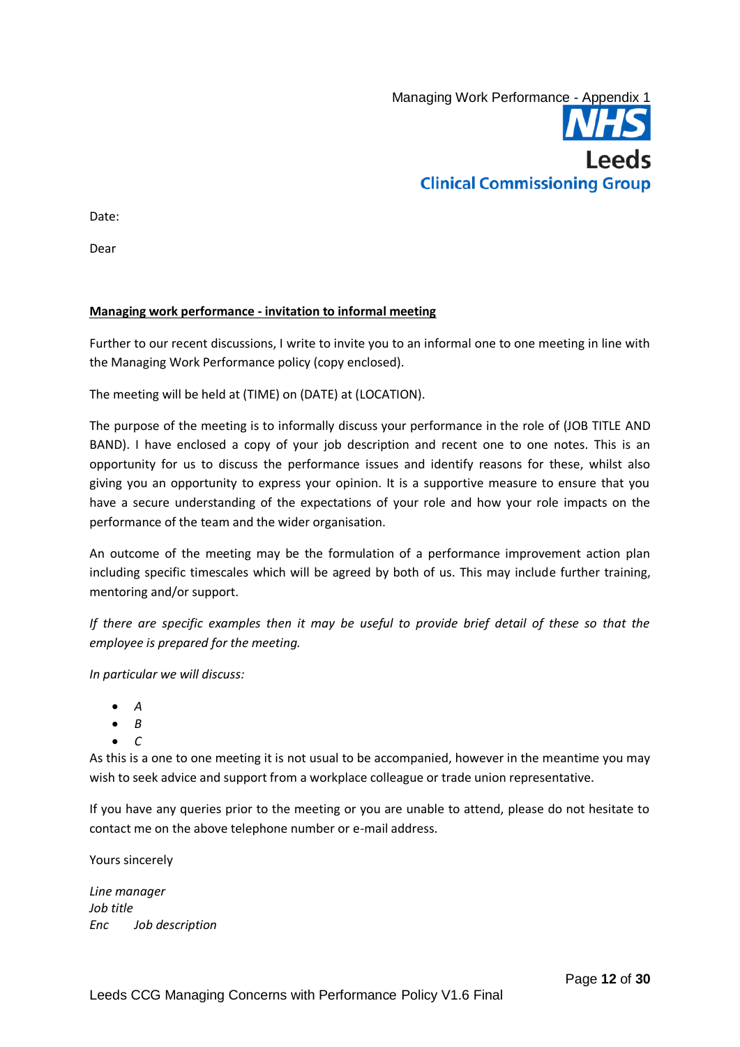Managing Work Performance - Appendix 1

NHS Leeds Clinical Commissioning Group

Date:

Dear

**Managing work performance - invitation to informal meeting**

Further to our recent discussions, I write to invite you to an informal one to one meeting in line with the Managing Work Performance policy (copy enclosed).

The meeting will be held at (TIME) on (DATE) at (LOCATION).

The purpose of the meeting is to informally discuss your performance in the role of (JOB TITLE AND BAND). I have enclosed a copy of your job description and recent one to one notes. This is an opportunity for us to discuss the performance issues and identify reasons for these, whilst also giving you an opportunity to express your opinion. It is a supportive measure to ensure that you have a secure understanding of the expectations of your role and how your role impacts on the performance of the team and the wider organisation.

An outcome of the meeting may be the formulation of a performance improvement action plan including specific timescales which will be agreed by both of us. This may include further training, mentoring and/or support.

*If there are specific examples then it may be useful to provide brief detail of these so that the employee is prepared for the meeting.*

*In particular we will discuss:*

- *A*
- *B*
- *C*

As this is a one to one meeting it is not usual to be accompanied, however in the meantime you may wish to seek advice and support from a workplace colleague or trade union representative.

If you have any queries prior to the meeting or you are unable to attend, please do not hesitate to contact me on the above telephone number or e-mail address.

Yours sincerely

*Line manager*
*Job title*
*Enc* *Job description*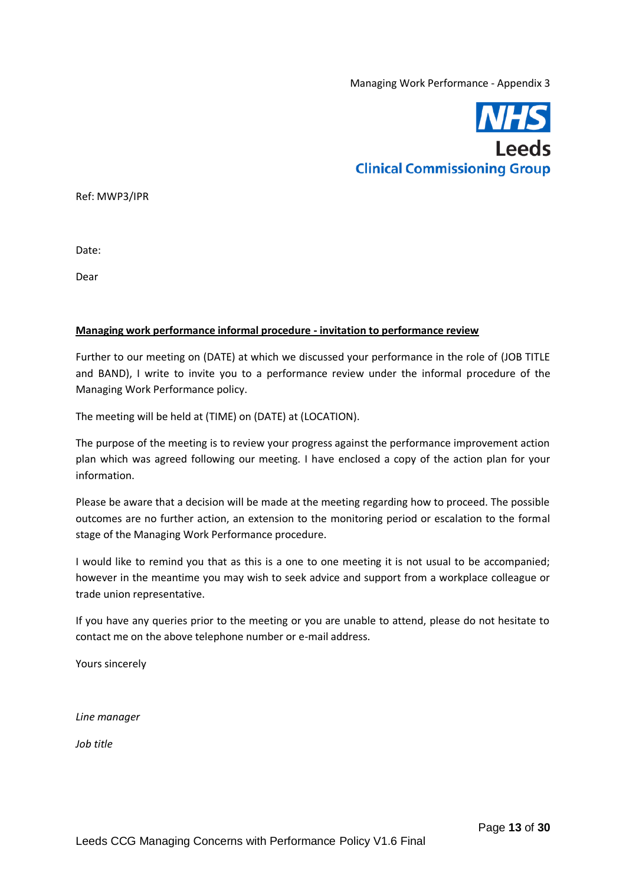Managing Work Performance - Appendix 3

NHS
Leeds
Clinical Commissioning Group

Ref: MWP3/IPR

Date:

Dear

**Managing work performance informal procedure - invitation to performance review**

Further to our meeting on (DATE) at which we discussed your performance in the role of (JOB TITLE and BAND), I write to invite you to a performance review under the informal procedure of the Managing Work Performance policy.

The meeting will be held at (TIME) on (DATE) at (LOCATION).

The purpose of the meeting is to review your progress against the performance improvement action plan which was agreed following our meeting. I have enclosed a copy of the action plan for your information.

Please be aware that a decision will be made at the meeting regarding how to proceed. The possible outcomes are no further action, an extension to the monitoring period or escalation to the formal stage of the Managing Work Performance procedure.

I would like to remind you that as this is a one to one meeting it is not usual to be accompanied; however in the meantime you may wish to seek advice and support from a workplace colleague or trade union representative.

If you have any queries prior to the meeting or you are unable to attend, please do not hesitate to contact me on the above telephone number or e-mail address.

Yours sincerely

*Line manager*

*Job title*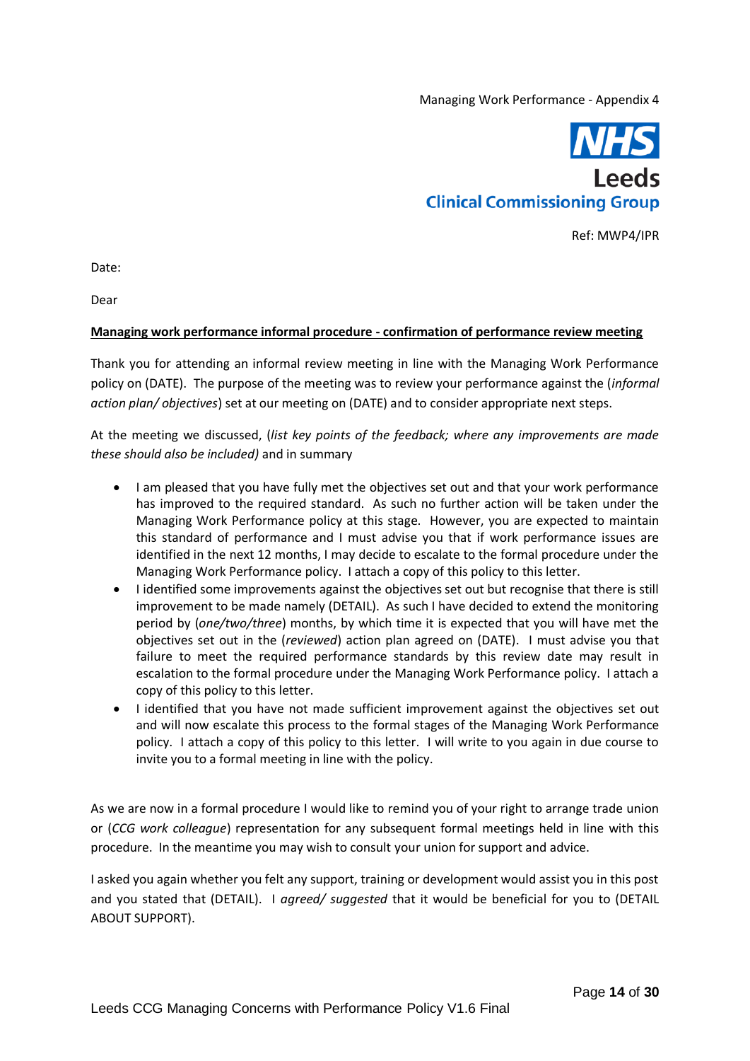Managing Work Performance - Appendix 4

NHS Leeds Clinical Commissioning Group

Ref: MWP4/IPR

Date:

Dear

**<u>Managing work performance informal procedure - confirmation of performance review meeting</u>**

Thank you for attending an informal review meeting in line with the Managing Work Performance policy on (DATE). The purpose of the meeting was to review your performance against the (*informal action plan/ objectives*) set at our meeting on (DATE) and to consider appropriate next steps.

At the meeting we discussed, (*list key points of the feedback; where any improvements are made these should also be included)* and in summary

- I am pleased that you have fully met the objectives set out and that your work performance has improved to the required standard. As such no further action will be taken under the Managing Work Performance policy at this stage. However, you are expected to maintain this standard of performance and I must advise you that if work performance issues are identified in the next 12 months, I may decide to escalate to the formal procedure under the Managing Work Performance policy. I attach a copy of this policy to this letter.
- I identified some improvements against the objectives set out but recognise that there is still improvement to be made namely (DETAIL). As such I have decided to extend the monitoring period by (*one/two/three*) months, by which time it is expected that you will have met the objectives set out in the (*reviewed*) action plan agreed on (DATE). I must advise you that failure to meet the required performance standards by this review date may result in escalation to the formal procedure under the Managing Work Performance policy. I attach a copy of this policy to this letter.
- I identified that you have not made sufficient improvement against the objectives set out and will now escalate this process to the formal stages of the Managing Work Performance policy. I attach a copy of this policy to this letter. I will write to you again in due course to invite you to a formal meeting in line with the policy.

As we are now in a formal procedure I would like to remind you of your right to arrange trade union or (*CCG work colleague*) representation for any subsequent formal meetings held in line with this procedure. In the meantime you may wish to consult your union for support and advice.

I asked you again whether you felt any support, training or development would assist you in this post and you stated that (DETAIL). I *agreed/ suggested* that it would be beneficial for you to (DETAIL ABOUT SUPPORT).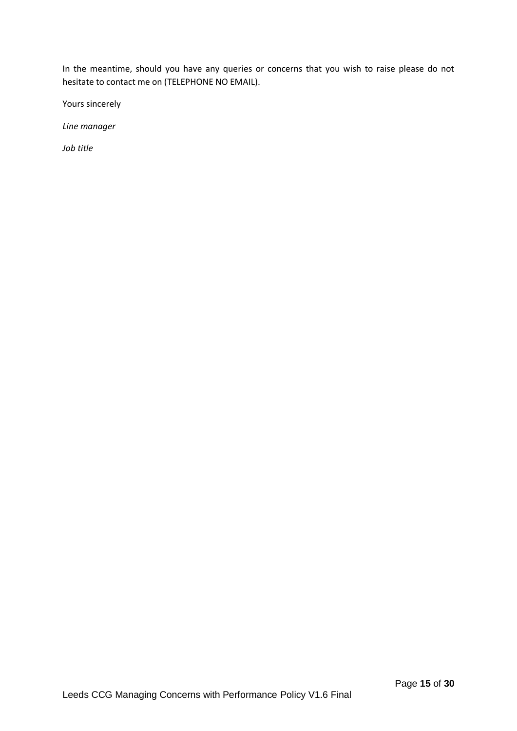In the meantime, should you have any queries or concerns that you wish to raise please do not hesitate to contact me on (TELEPHONE NO EMAIL).

Yours sincerely

*Line manager*

*Job title*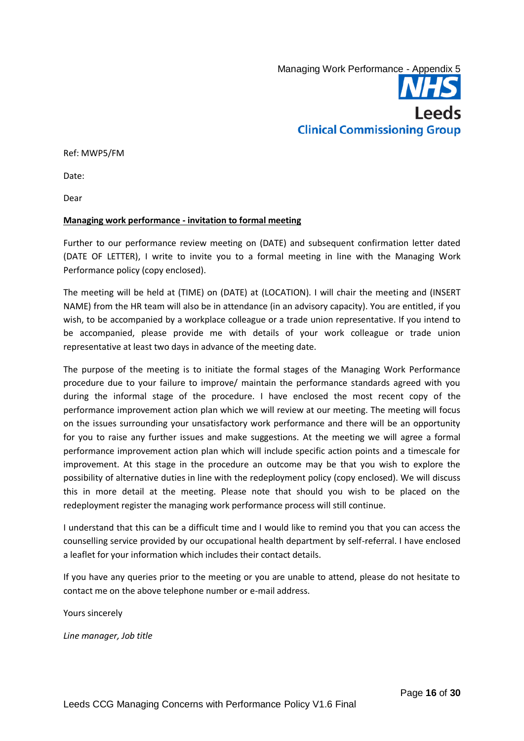Managing Work Performance - Appendix 5

NHS
Leeds
Clinical Commissioning Group

Ref: MWP5/FM

Date:

Dear

**Managing work performance - invitation to formal meeting**

Further to our performance review meeting on (DATE) and subsequent confirmation letter dated (DATE OF LETTER), I write to invite you to a formal meeting in line with the Managing Work Performance policy (copy enclosed).

The meeting will be held at (TIME) on (DATE) at (LOCATION). I will chair the meeting and (INSERT NAME) from the HR team will also be in attendance (in an advisory capacity). You are entitled, if you wish, to be accompanied by a workplace colleague or a trade union representative. If you intend to be accompanied, please provide me with details of your work colleague or trade union representative at least two days in advance of the meeting date.

The purpose of the meeting is to initiate the formal stages of the Managing Work Performance procedure due to your failure to improve/ maintain the performance standards agreed with you during the informal stage of the procedure. I have enclosed the most recent copy of the performance improvement action plan which we will review at our meeting. The meeting will focus on the issues surrounding your unsatisfactory work performance and there will be an opportunity for you to raise any further issues and make suggestions. At the meeting we will agree a formal performance improvement action plan which will include specific action points and a timescale for improvement. At this stage in the procedure an outcome may be that you wish to explore the possibility of alternative duties in line with the redeployment policy (copy enclosed). We will discuss this in more detail at the meeting. Please note that should you wish to be placed on the redeployment register the managing work performance process will still continue.

I understand that this can be a difficult time and I would like to remind you that you can access the counselling service provided by our occupational health department by self-referral. I have enclosed a leaflet for your information which includes their contact details.

If you have any queries prior to the meeting or you are unable to attend, please do not hesitate to contact me on the above telephone number or e-mail address.

Yours sincerely

*Line manager, Job title*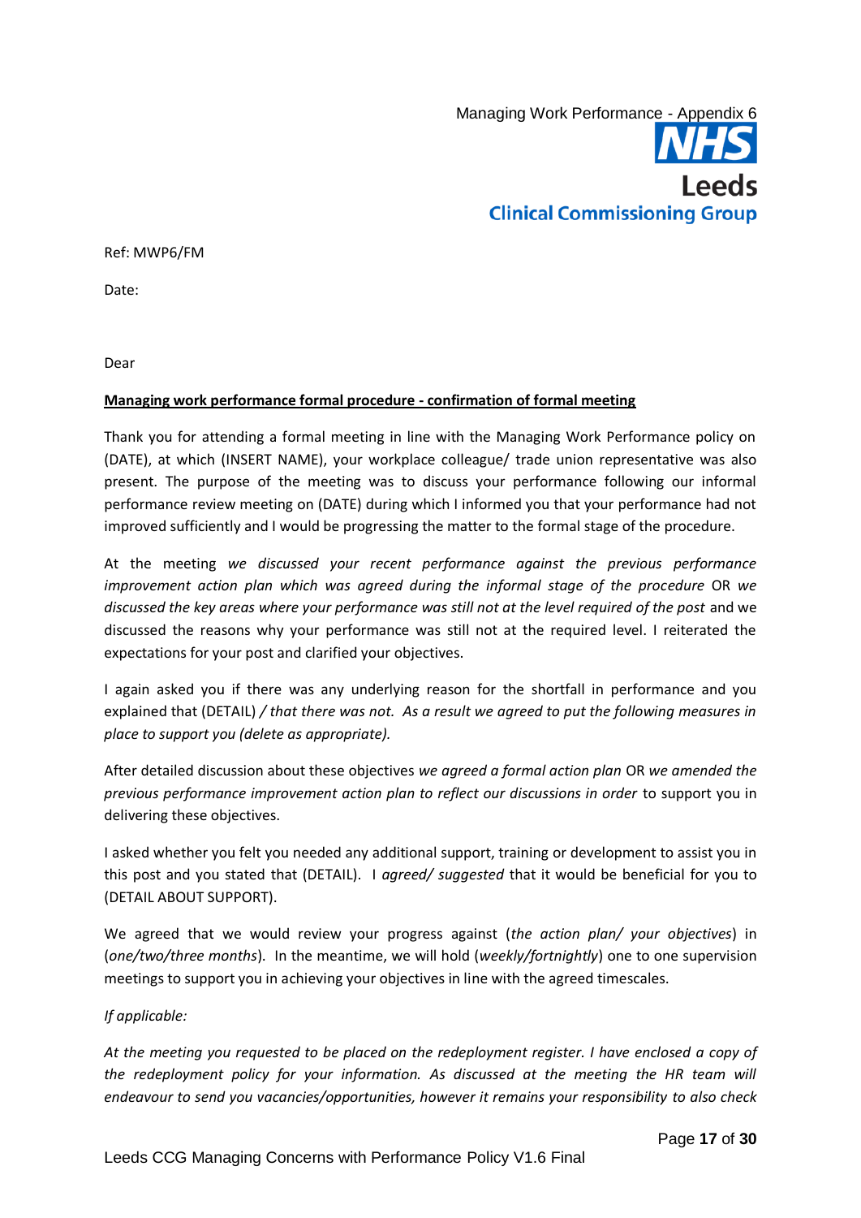Managing Work Performance - Appendix 6

Leeds
Clinical Commissioning Group

Ref: MWP6/FM

Date:

Dear

**Managing work performance formal procedure - confirmation of formal meeting**

Thank you for attending a formal meeting in line with the Managing Work Performance policy on (DATE), at which (INSERT NAME), your workplace colleague/ trade union representative was also present. The purpose of the meeting was to discuss your performance following our informal performance review meeting on (DATE) during which I informed you that your performance had not improved sufficiently and I would be progressing the matter to the formal stage of the procedure.

At the meeting *we discussed your recent performance against the previous performance improvement action plan which was agreed during the informal stage of the procedure* OR *we discussed the key areas where your performance was still not at the level required of the post* and we discussed the reasons why your performance was still not at the required level. I reiterated the expectations for your post and clarified your objectives.

I again asked you if there was any underlying reason for the shortfall in performance and you explained that (DETAIL) */ that there was not. As a result we agreed to put the following measures in place to support you (delete as appropriate).*

After detailed discussion about these objectives *we agreed a formal action plan* OR *we amended the previous performance improvement action plan to reflect our discussions in order* to support you in delivering these objectives.

I asked whether you felt you needed any additional support, training or development to assist you in this post and you stated that (DETAIL). I *agreed/ suggested* that it would be beneficial for you to (DETAIL ABOUT SUPPORT).

We agreed that we would review your progress against (*the action plan/ your objectives*) in (*one/two/three months*). In the meantime, we will hold (*weekly/fortnightly*) one to one supervision meetings to support you in achieving your objectives in line with the agreed timescales.

*If applicable:*

*At the meeting you requested to be placed on the redeployment register. I have enclosed a copy of the redeployment policy for your information. As discussed at the meeting the HR team will endeavour to send you vacancies/opportunities, however it remains your responsibility to also check*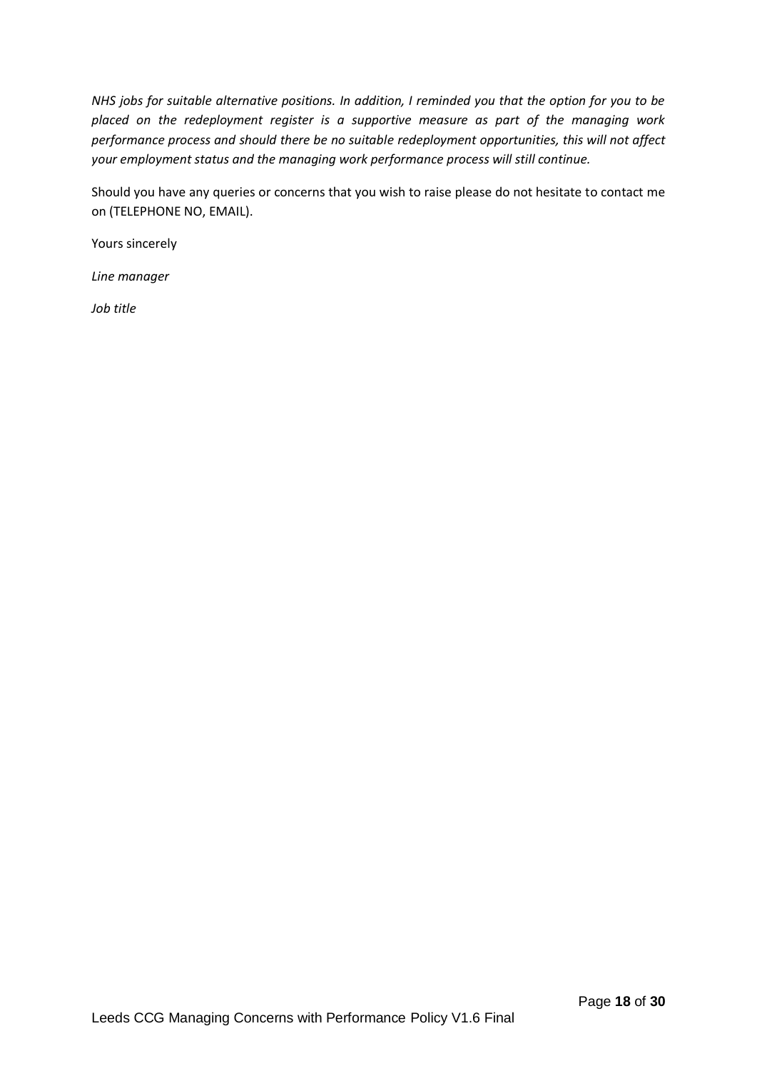*NHS jobs for suitable alternative positions. In addition, I reminded you that the option for you to be placed on the redeployment register is a supportive measure as part of the managing work performance process and should there be no suitable redeployment opportunities, this will not affect your employment status and the managing work performance process will still continue.*

Should you have any queries or concerns that you wish to raise please do not hesitate to contact me on (TELEPHONE NO, EMAIL).

Yours sincerely

*Line manager*

*Job title*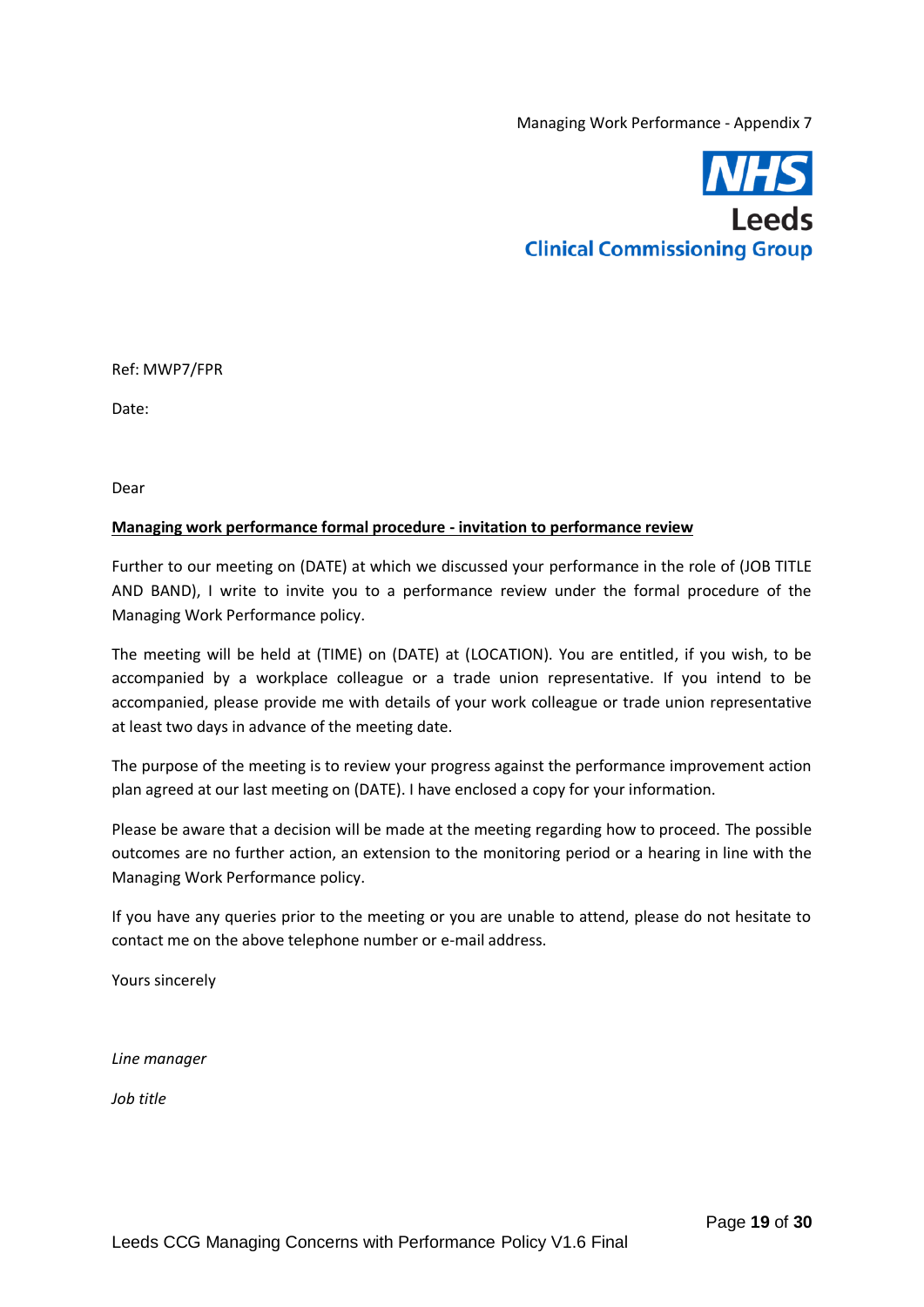Managing Work Performance - Appendix 7

NHS
Leeds
Clinical Commissioning Group

Ref: MWP7/FPR

Date:

Dear

**Managing work performance formal procedure - invitation to performance review**

Further to our meeting on (DATE) at which we discussed your performance in the role of (JOB TITLE AND BAND), I write to invite you to a performance review under the formal procedure of the Managing Work Performance policy.

The meeting will be held at (TIME) on (DATE) at (LOCATION). You are entitled, if you wish, to be accompanied by a workplace colleague or a trade union representative. If you intend to be accompanied, please provide me with details of your work colleague or trade union representative at least two days in advance of the meeting date.

The purpose of the meeting is to review your progress against the performance improvement action plan agreed at our last meeting on (DATE). I have enclosed a copy for your information.

Please be aware that a decision will be made at the meeting regarding how to proceed. The possible outcomes are no further action, an extension to the monitoring period or a hearing in line with the Managing Work Performance policy.

If you have any queries prior to the meeting or you are unable to attend, please do not hesitate to contact me on the above telephone number or e-mail address.

Yours sincerely

*Line manager*

*Job title*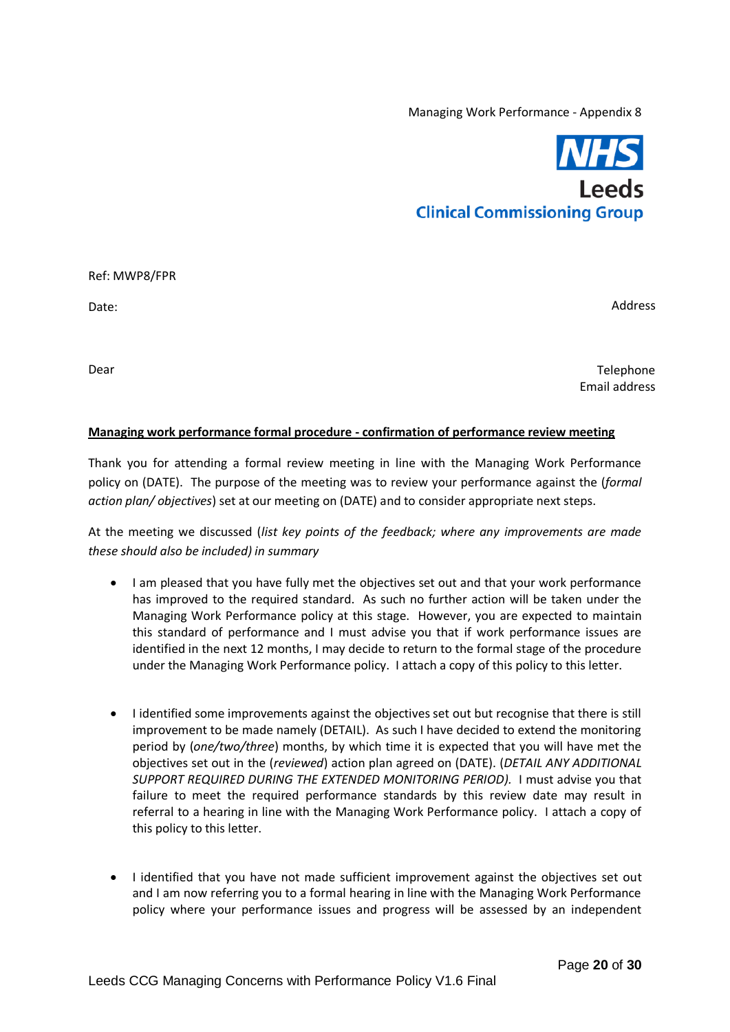Managing Work Performance - Appendix 8

NHS
Leeds
Clinical Commissioning Group

Ref: MWP8/FPR

Date:

Address

Dear

Telephone
Email address

**Managing work performance formal procedure - confirmation of performance review meeting**

Thank you for attending a formal review meeting in line with the Managing Work Performance policy on (DATE). The purpose of the meeting was to review your performance against the (*formal action plan/ objectives*) set at our meeting on (DATE) and to consider appropriate next steps.

At the meeting we discussed (*list key points of the feedback; where any improvements are made these should also be included) in summary*

- I am pleased that you have fully met the objectives set out and that your work performance has improved to the required standard. As such no further action will be taken under the Managing Work Performance policy at this stage. However, you are expected to maintain this standard of performance and I must advise you that if work performance issues are identified in the next 12 months, I may decide to return to the formal stage of the procedure under the Managing Work Performance policy. I attach a copy of this policy to this letter.

- I identified some improvements against the objectives set out but recognise that there is still improvement to be made namely (DETAIL). As such I have decided to extend the monitoring period by (*one/two/three*) months, by which time it is expected that you will have met the objectives set out in the (*reviewed*) action plan agreed on (DATE). (*DETAIL ANY ADDITIONAL SUPPORT REQUIRED DURING THE EXTENDED MONITORING PERIOD).* I must advise you that failure to meet the required performance standards by this review date may result in referral to a hearing in line with the Managing Work Performance policy. I attach a copy of this policy to this letter.

- I identified that you have not made sufficient improvement against the objectives set out and I am now referring you to a formal hearing in line with the Managing Work Performance policy where your performance issues and progress will be assessed by an independent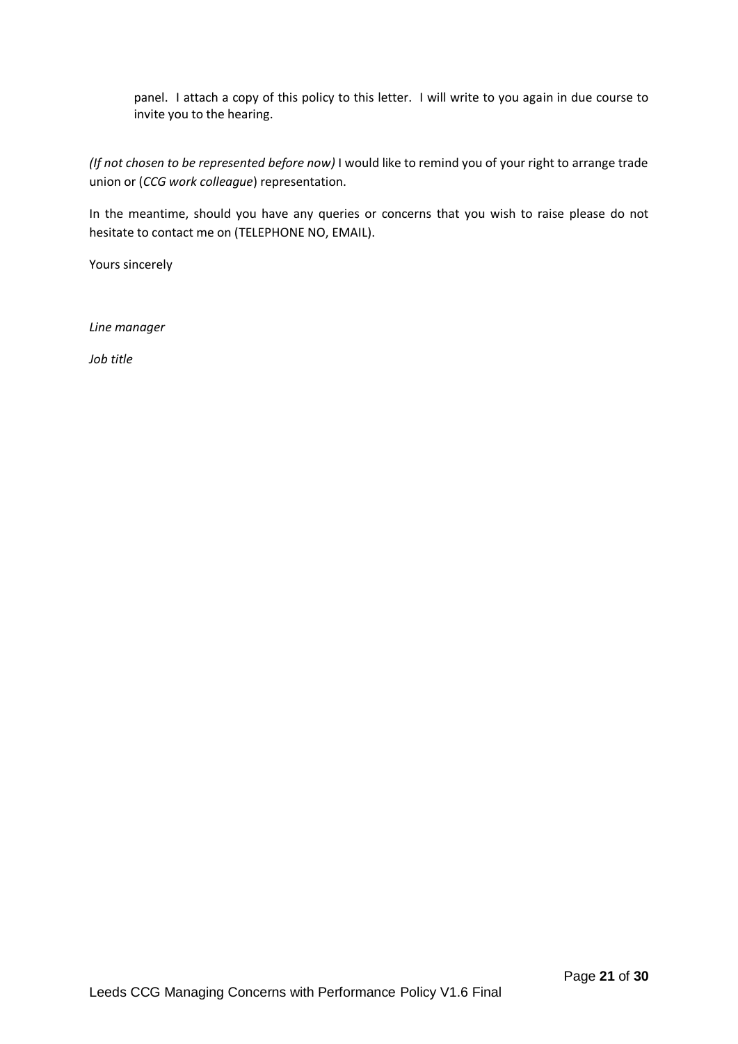panel. I attach a copy of this policy to this letter. I will write to you again in due course to invite you to the hearing.

*(If not chosen to be represented before now)* I would like to remind you of your right to arrange trade union or (*CCG work colleague*) representation.

In the meantime, should you have any queries or concerns that you wish to raise please do not hesitate to contact me on (TELEPHONE NO, EMAIL).

Yours sincerely

*Line manager*

*Job title*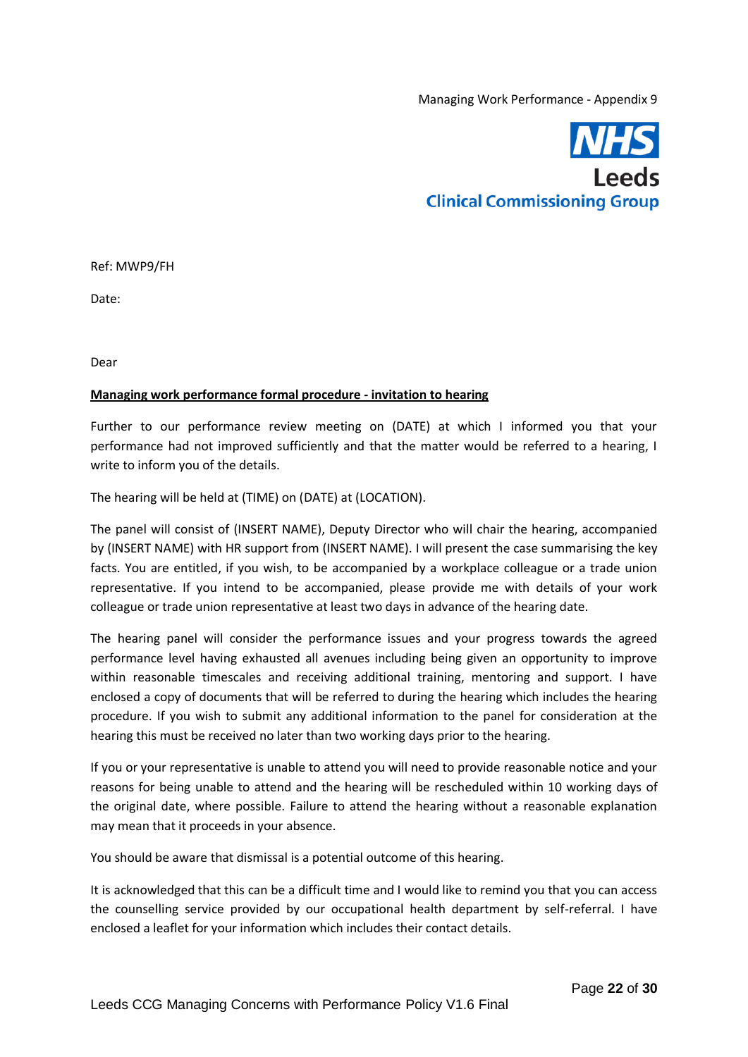Managing Work Performance - Appendix 9

NHS
Leeds
Clinical Commissioning Group

Ref: MWP9/FH

Date:

Dear

**Managing work performance formal procedure - invitation to hearing**

Further to our performance review meeting on (DATE) at which I informed you that your performance had not improved sufficiently and that the matter would be referred to a hearing, I write to inform you of the details.

The hearing will be held at (TIME) on (DATE) at (LOCATION).

The panel will consist of (INSERT NAME), Deputy Director who will chair the hearing, accompanied by (INSERT NAME) with HR support from (INSERT NAME). I will present the case summarising the key facts. You are entitled, if you wish, to be accompanied by a workplace colleague or a trade union representative. If you intend to be accompanied, please provide me with details of your work colleague or trade union representative at least two days in advance of the hearing date.

The hearing panel will consider the performance issues and your progress towards the agreed performance level having exhausted all avenues including being given an opportunity to improve within reasonable timescales and receiving additional training, mentoring and support. I have enclosed a copy of documents that will be referred to during the hearing which includes the hearing procedure. If you wish to submit any additional information to the panel for consideration at the hearing this must be received no later than two working days prior to the hearing.

If you or your representative is unable to attend you will need to provide reasonable notice and your reasons for being unable to attend and the hearing will be rescheduled within 10 working days of the original date, where possible. Failure to attend the hearing without a reasonable explanation may mean that it proceeds in your absence.

You should be aware that dismissal is a potential outcome of this hearing.

It is acknowledged that this can be a difficult time and I would like to remind you that you can access the counselling service provided by our occupational health department by self-referral. I have enclosed a leaflet for your information which includes their contact details.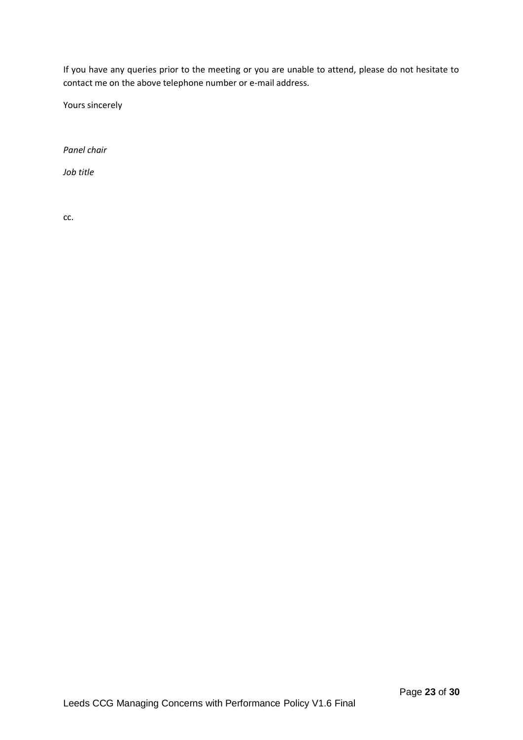If you have any queries prior to the meeting or you are unable to attend, please do not hesitate to contact me on the above telephone number or e-mail address.

Yours sincerely

*Panel chair*

*Job title*

cc.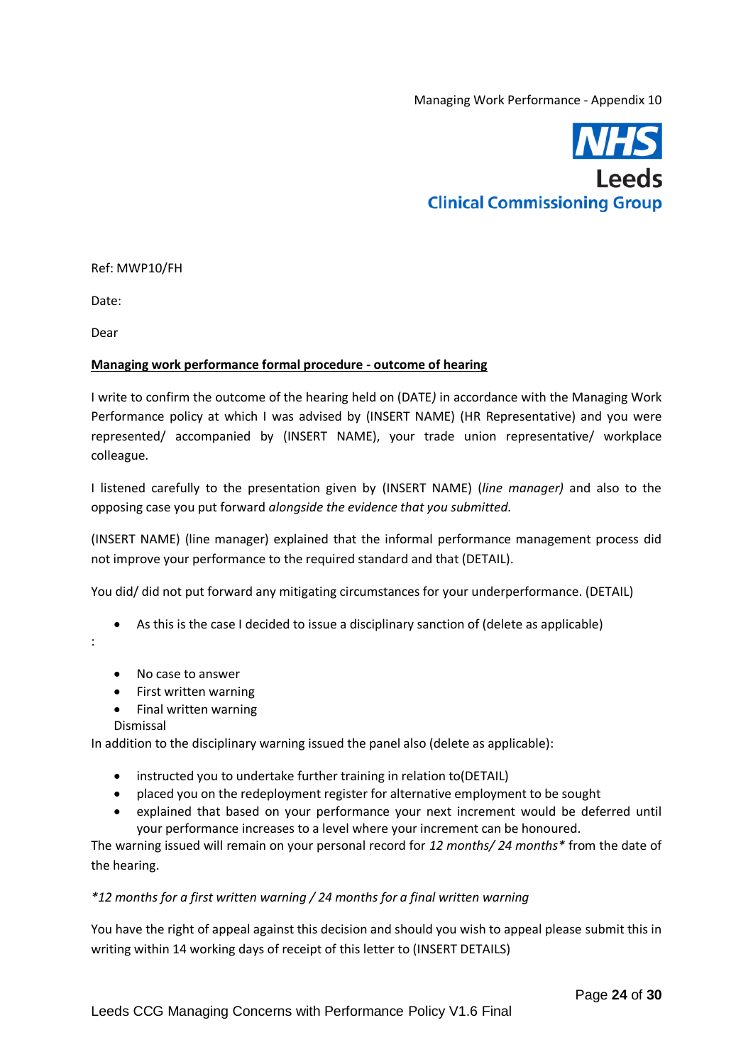Managing Work Performance - Appendix 10

NHS
Leeds
Clinical Commissioning Group

Ref: MWP10/FH

Date:

Dear

**Managing work performance formal procedure - outcome of hearing**

I write to confirm the outcome of the hearing held on (DATE*)* in accordance with the Managing Work Performance policy at which I was advised by (INSERT NAME) (HR Representative) and you were represented/ accompanied by (INSERT NAME), your trade union representative/ workplace colleague.

I listened carefully to the presentation given by (INSERT NAME) (*line manager)* and also to the opposing case you put forward *alongside the evidence that you submitted.*

(INSERT NAME) (line manager) explained that the informal performance management process did not improve your performance to the required standard and that (DETAIL).

You did/ did not put forward any mitigating circumstances for your underperformance. (DETAIL)

- As this is the case I decided to issue a disciplinary sanction of (delete as applicable)

:

- No case to answer
- First written warning
- Final written warning

Dismissal

In addition to the disciplinary warning issued the panel also (delete as applicable):

- instructed you to undertake further training in relation to(DETAIL)
- placed you on the redeployment register for alternative employment to be sought
- explained that based on your performance your next increment would be deferred until your performance increases to a level where your increment can be honoured.

The warning issued will remain on your personal record for *12 months/ 24 months** from the date of the hearing.

**12 months for a first written warning / 24 months for a final written warning*

You have the right of appeal against this decision and should you wish to appeal please submit this in writing within 14 working days of receipt of this letter to (INSERT DETAILS)

Leeds CCG Managing Concerns with Performance Policy V1.6 Final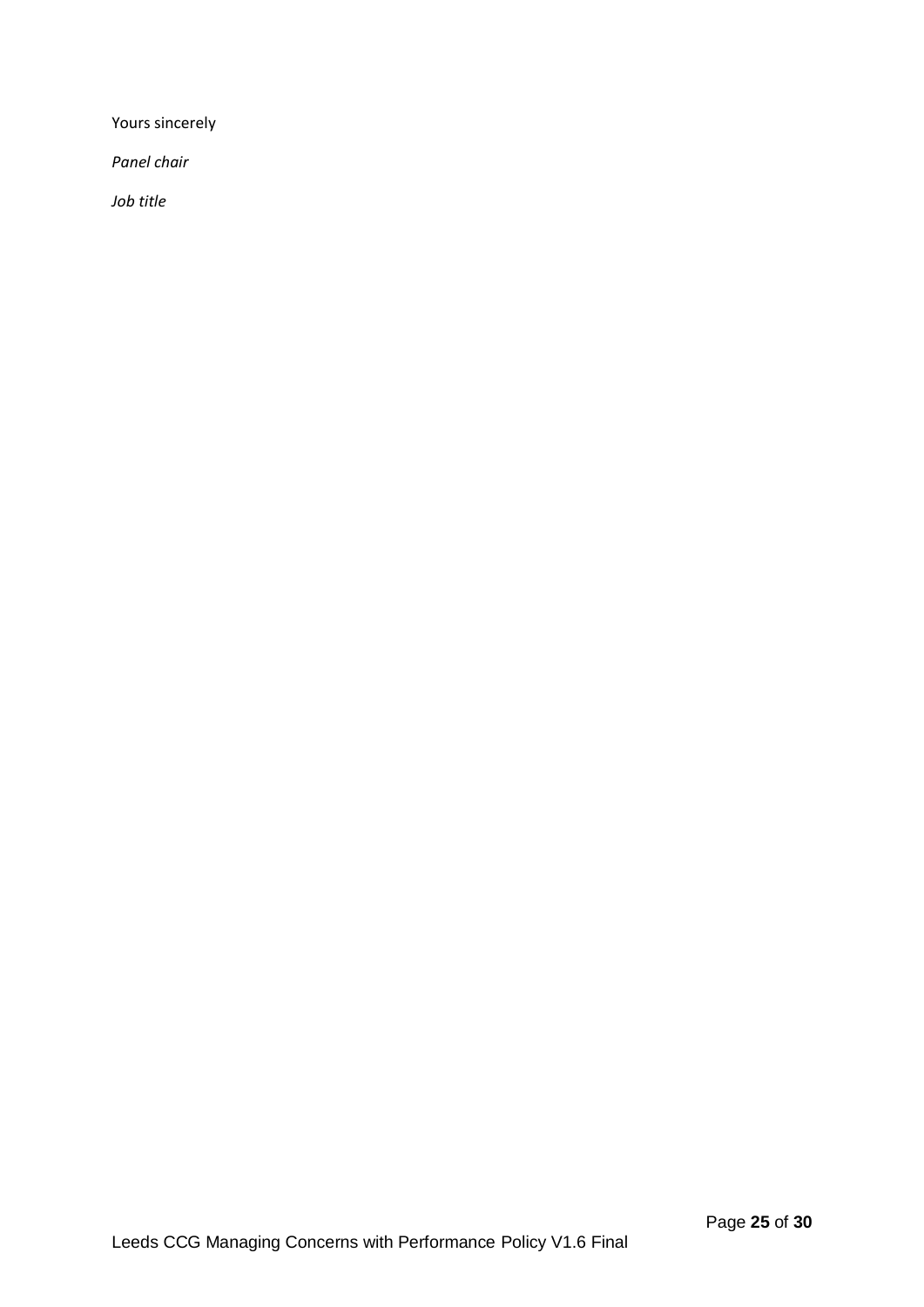Yours sincerely

*Panel chair*

*Job title*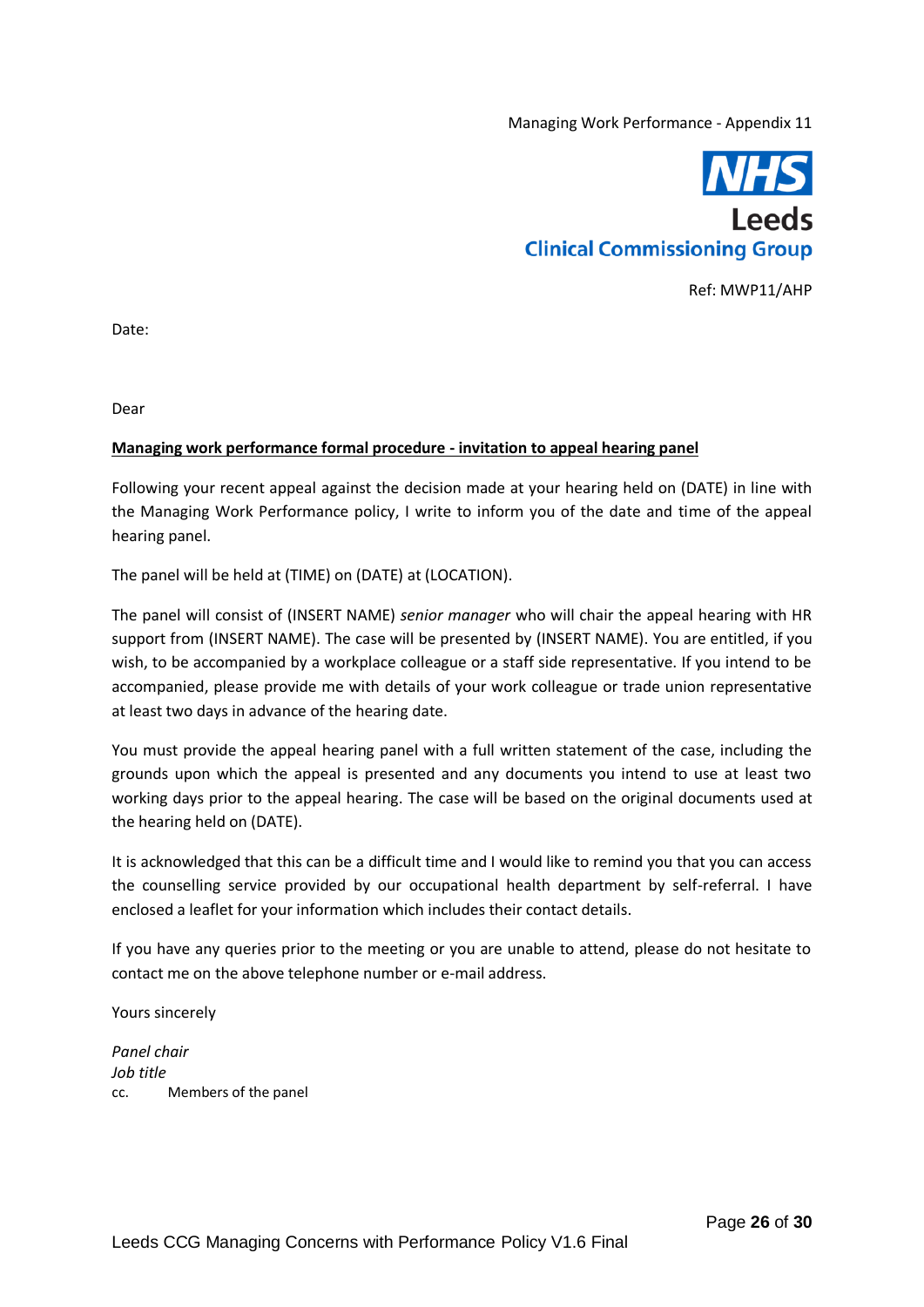Managing Work Performance - Appendix 11

NHS
Leeds
Clinical Commissioning Group

Ref: MWP11/AHP

Date:

Dear

**Managing work performance formal procedure - invitation to appeal hearing panel**

Following your recent appeal against the decision made at your hearing held on (DATE) in line with the Managing Work Performance policy, I write to inform you of the date and time of the appeal hearing panel.

The panel will be held at (TIME) on (DATE) at (LOCATION).

The panel will consist of (INSERT NAME) *senior manager* who will chair the appeal hearing with HR support from (INSERT NAME). The case will be presented by (INSERT NAME). You are entitled, if you wish, to be accompanied by a workplace colleague or a staff side representative. If you intend to be accompanied, please provide me with details of your work colleague or trade union representative at least two days in advance of the hearing date.

You must provide the appeal hearing panel with a full written statement of the case, including the grounds upon which the appeal is presented and any documents you intend to use at least two working days prior to the appeal hearing. The case will be based on the original documents used at the hearing held on (DATE).

It is acknowledged that this can be a difficult time and I would like to remind you that you can access the counselling service provided by our occupational health department by self-referral. I have enclosed a leaflet for your information which includes their contact details.

If you have any queries prior to the meeting or you are unable to attend, please do not hesitate to contact me on the above telephone number or e-mail address.

Yours sincerely

*Panel chair*
*Job title*
cc. Members of the panel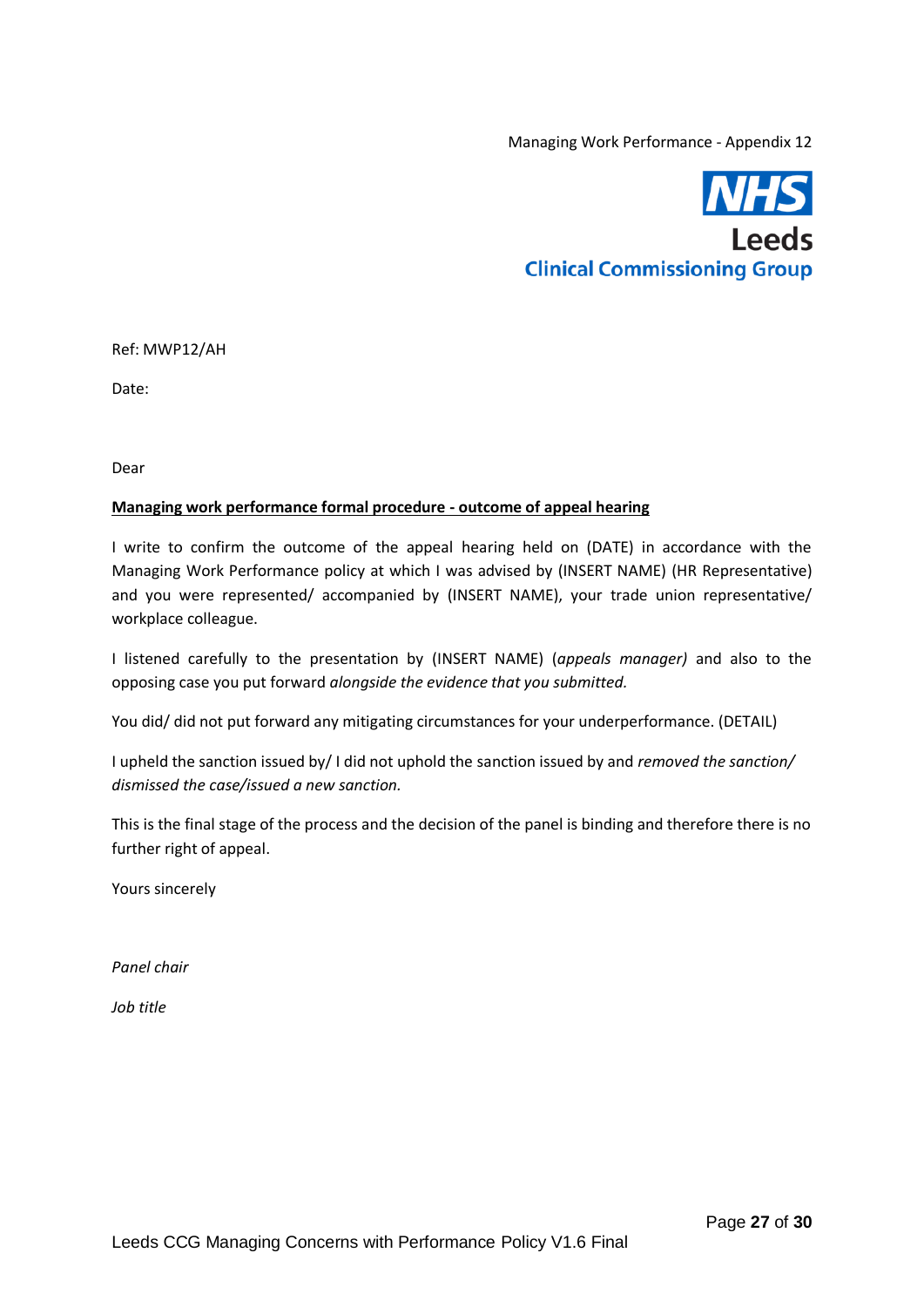Managing Work Performance - Appendix 12

NHS
Leeds
Clinical Commissioning Group

Ref: MWP12/AH

Date:

Dear

**Managing work performance formal procedure - outcome of appeal hearing**

I write to confirm the outcome of the appeal hearing held on (DATE) in accordance with the Managing Work Performance policy at which I was advised by (INSERT NAME) (HR Representative) and you were represented/ accompanied by (INSERT NAME), your trade union representative/ workplace colleague.

I listened carefully to the presentation by (INSERT NAME) (*appeals manager)* and also to the opposing case you put forward *alongside the evidence that you submitted.*

You did/ did not put forward any mitigating circumstances for your underperformance. (DETAIL)

I upheld the sanction issued by/ I did not uphold the sanction issued by and *removed the sanction/ dismissed the case/issued a new sanction.*

This is the final stage of the process and the decision of the panel is binding and therefore there is no further right of appeal.

Yours sincerely

*Panel chair*

*Job title*

Leeds CCG Managing Concerns with Performance Policy V1.6 Final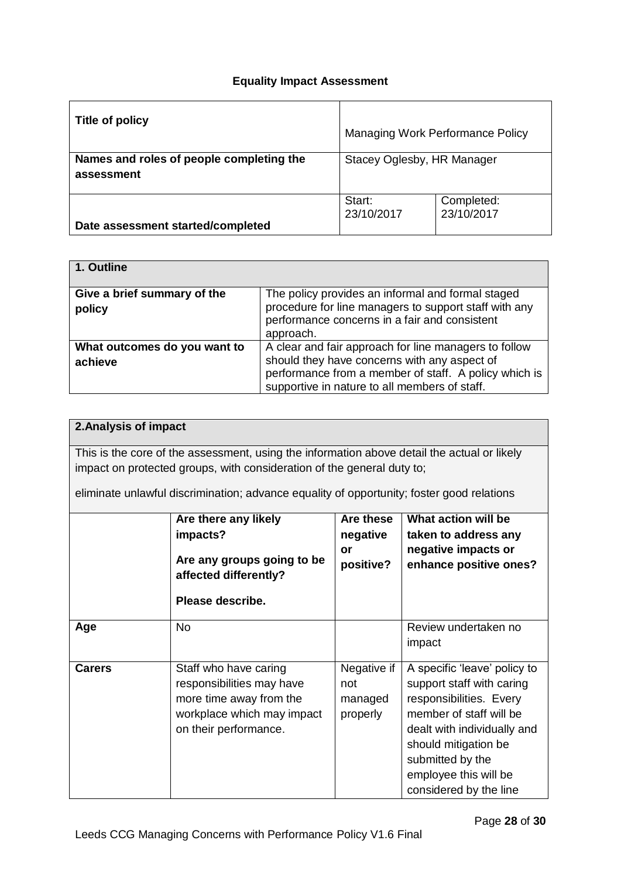**Equality Impact Assessment**

| Title of policy | Managing Work Performance Policy | |
|---|---|---|
| Names and roles of people completing the assessment | Stacey Oglesby, HR Manager | |
| Date assessment started/completed | Start: 23/10/2017 | Completed: 23/10/2017 |

| 1. Outline | |
|---|---|
| Give a brief summary of the policy | The policy provides an informal and formal staged procedure for line managers to support staff with any performance concerns in a fair and consistent approach. |
| What outcomes do you want to achieve | A clear and fair approach for line managers to follow should they have concerns with any aspect of performance from a member of staff. A policy which is supportive in nature to all members of staff. |

**2.Analysis of impact**

This is the core of the assessment, using the information above detail the actual or likely impact on protected groups, with consideration of the general duty to;

eliminate unlawful discrimination; advance equality of opportunity; foster good relations

| | Are there any likely impacts? Are any groups going to be affected differently? Please describe. | Are these negative or positive? | What action will be taken to address any negative impacts or enhance positive ones? |
|---|---|---|---|
| **Age** | No | | Review undertaken no impact |
| **Carers** | Staff who have caring responsibilities may have more time away from the workplace which may impact on their performance. | Negative if not managed properly | A specific 'leave' policy to support staff with caring responsibilities. Every member of staff will be dealt with individually and should mitigation be submitted by the employee this will be considered by the line |

Leeds CCG Managing Concerns with Performance Policy V1.6 Final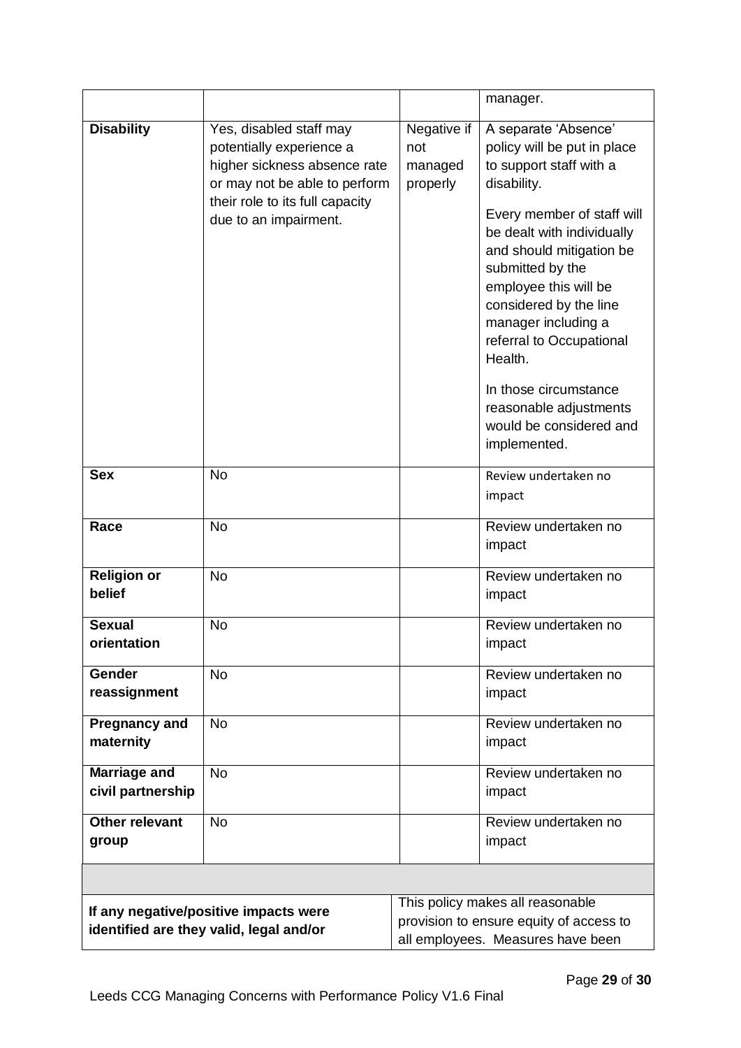| | | | |
|---|---|---|---|
| | | | manager. |
| **Disability** | Yes, disabled staff may potentially experience a higher sickness absence rate or may not be able to perform their role to its full capacity due to an impairment. | Negative if not managed properly | A separate 'Absence' policy will be put in place to support staff with a disability.<br><br>Every member of staff will be dealt with individually and should mitigation be submitted by the employee this will be considered by the line manager including a referral to Occupational Health.<br><br>In those circumstance reasonable adjustments would be considered and implemented. |
| **Sex** | No | | Review undertaken no impact |
| **Race** | No | | Review undertaken no impact |
| **Religion or belief** | No | | Review undertaken no impact |
| **Sexual orientation** | No | | Review undertaken no impact |
| **Gender reassignment** | No | | Review undertaken no impact |
| **Pregnancy and maternity** | No | | Review undertaken no impact |
| **Marriage and civil partnership** | No | | Review undertaken no impact |
| **Other relevant group** | No | | Review undertaken no impact |
| | | | |
| **If any negative/positive impacts were identified are they valid, legal and/or** | | This policy makes all reasonable provision to ensure equity of access to all employees. Measures have been | |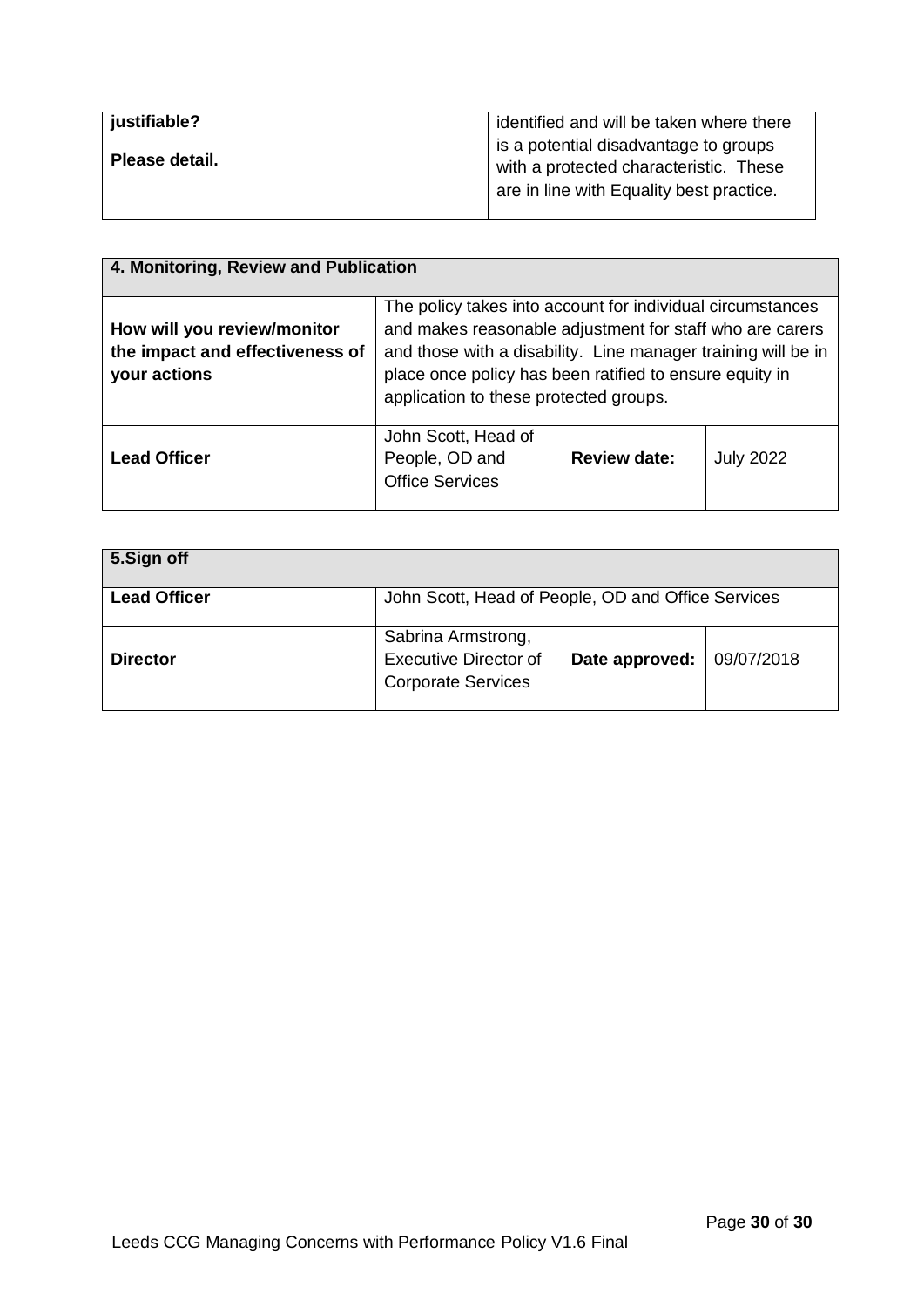| | |
|---|---|
| **justifiable?**<br><br>**Please detail.** | identified and will be taken where there is a potential disadvantage to groups with a protected characteristic. These are in line with Equality best practice. |

| **4. Monitoring, Review and Publication** | | | |
|---|---|---|---|
| **How will you review/monitor the impact and effectiveness of your actions** | The policy takes into account for individual circumstances and makes reasonable adjustment for staff who are carers and those with a disability. Line manager training will be in place once policy has been ratified to ensure equity in application to these protected groups. | | |
| **Lead Officer** | John Scott, Head of People, OD and Office Services | **Review date:** | July 2022 |

| **5.Sign off** | | | |
|---|---|---|---|
| **Lead Officer** | John Scott, Head of People, OD and Office Services | | |
| **Director** | Sabrina Armstrong, Executive Director of Corporate Services | **Date approved:** | 09/07/2018 |